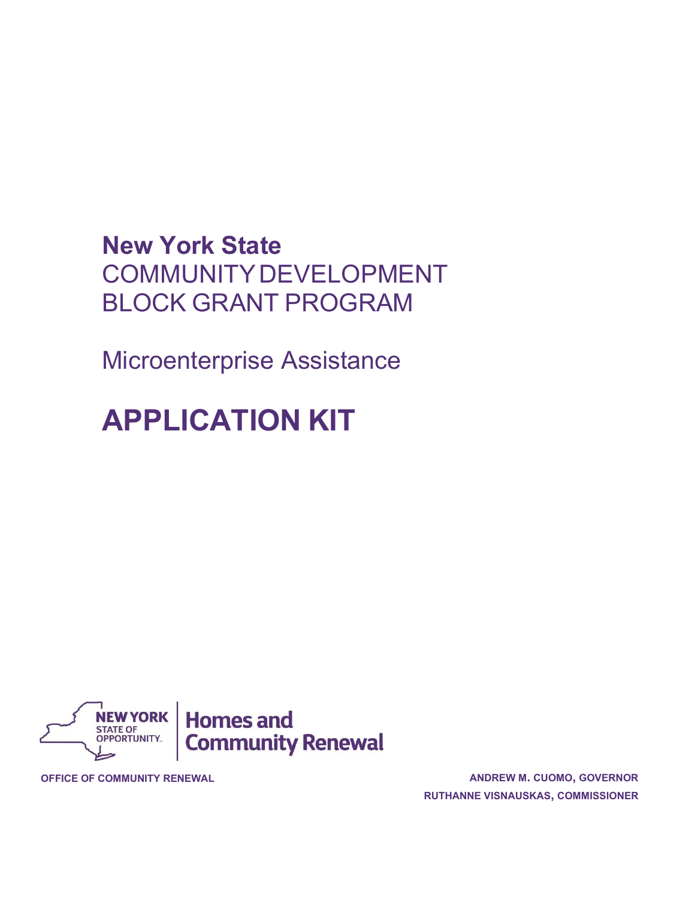# New York State
# COMMUNITY DEVELOPMENT BLOCK GRANT PROGRAM

## Microenterprise Assistance

# APPLICATION KIT

NEW YORK STATE OF OPPORTUNITY. | Homes and Community Renewal

**OFFICE OF COMMUNITY RENEWAL**

**ANDREW M. CUOMO, GOVERNOR**
**RUTHANNE VISNAUSKAS, COMMISSIONER**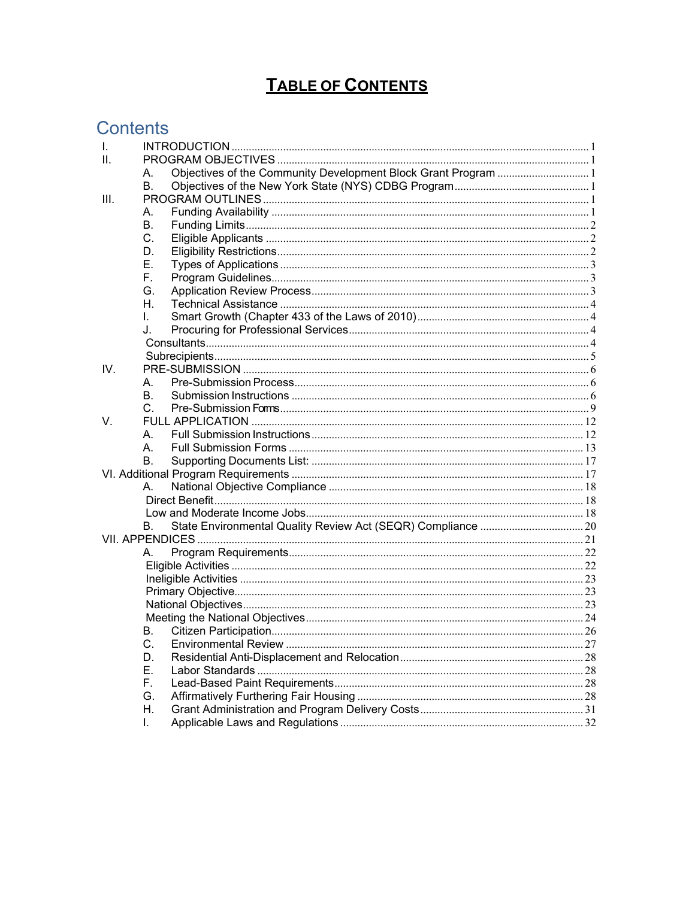# TABLE OF CONTENTS

## Contents

- I. INTRODUCTION ..... 1
- II. PROGRAM OBJECTIVES ..... 1
  - A. Objectives of the Community Development Block Grant Program ..... 1
  - B. Objectives of the New York State (NYS) CDBG Program ..... 1
- III. PROGRAM OUTLINES ..... 1
  - A. Funding Availability ..... 1
  - B. Funding Limits ..... 2
  - C. Eligible Applicants ..... 2
  - D. Eligibility Restrictions ..... 2
  - E. Types of Applications ..... 3
  - F. Program Guidelines ..... 3
  - G. Application Review Process ..... 3
  - H. Technical Assistance ..... 4
  - I. Smart Growth (Chapter 433 of the Laws of 2010) ..... 4
  - J. Procuring for Professional Services ..... 4
  - Consultants ..... 4
  - Subrecipients ..... 5
- IV. PRE-SUBMISSION ..... 6
  - A. Pre-Submission Process ..... 6
  - B. Submission Instructions ..... 6
  - C. Pre-Submission Forms ..... 9
- V. FULL APPLICATION ..... 12
  - A. Full Submission Instructions ..... 12
  - A. Full Submission Forms ..... 13
  - B. Supporting Documents List: ..... 17
- VI. Additional Program Requirements ..... 17
  - A. National Objective Compliance ..... 18
  - Direct Benefit ..... 18
  - Low and Moderate Income Jobs ..... 18
  - B. State Environmental Quality Review Act (SEQR) Compliance ..... 20
- VII. APPENDICES ..... 21
  - A. Program Requirements ..... 22
  - Eligible Activities ..... 22
  - Ineligible Activities ..... 23
  - Primary Objective ..... 23
  - National Objectives ..... 23
  - Meeting the National Objectives ..... 24
  - B. Citizen Participation ..... 26
  - C. Environmental Review ..... 27
  - D. Residential Anti-Displacement and Relocation ..... 28
  - E. Labor Standards ..... 28
  - F. Lead-Based Paint Requirements ..... 28
  - G. Affirmatively Furthering Fair Housing ..... 28
  - H. Grant Administration and Program Delivery Costs ..... 31
  - I. Applicable Laws and Regulations ..... 32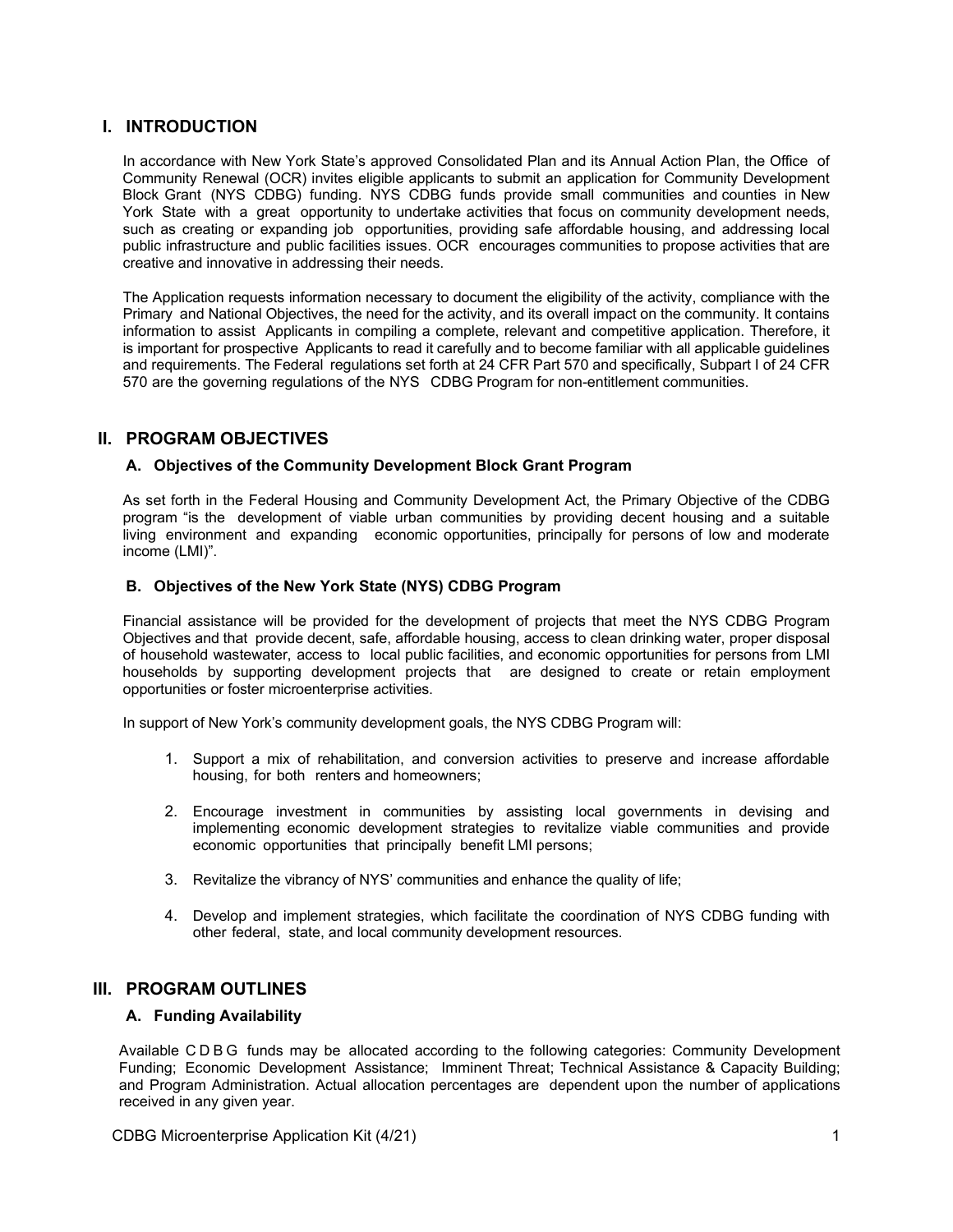## I. INTRODUCTION

In accordance with New York State's approved Consolidated Plan and its Annual Action Plan, the Office of Community Renewal (OCR) invites eligible applicants to submit an application for Community Development Block Grant (NYS CDBG) funding. NYS CDBG funds provide small communities and counties in New York State with a great opportunity to undertake activities that focus on community development needs, such as creating or expanding job opportunities, providing safe affordable housing, and addressing local public infrastructure and public facilities issues. OCR encourages communities to propose activities that are creative and innovative in addressing their needs.

The Application requests information necessary to document the eligibility of the activity, compliance with the Primary and National Objectives, the need for the activity, and its overall impact on the community. It contains information to assist Applicants in compiling a complete, relevant and competitive application. Therefore, it is important for prospective Applicants to read it carefully and to become familiar with all applicable guidelines and requirements. The Federal regulations set forth at 24 CFR Part 570 and specifically, Subpart I of 24 CFR 570 are the governing regulations of the NYS CDBG Program for non-entitlement communities.

## II. PROGRAM OBJECTIVES

### A. Objectives of the Community Development Block Grant Program

As set forth in the Federal Housing and Community Development Act, the Primary Objective of the CDBG program "is the development of viable urban communities by providing decent housing and a suitable living environment and expanding economic opportunities, principally for persons of low and moderate income (LMI)".

### B. Objectives of the New York State (NYS) CDBG Program

Financial assistance will be provided for the development of projects that meet the NYS CDBG Program Objectives and that provide decent, safe, affordable housing, access to clean drinking water, proper disposal of household wastewater, access to local public facilities, and economic opportunities for persons from LMI households by supporting development projects that are designed to create or retain employment opportunities or foster microenterprise activities.

In support of New York's community development goals, the NYS CDBG Program will:

1. Support a mix of rehabilitation, and conversion activities to preserve and increase affordable housing, for both renters and homeowners;
2. Encourage investment in communities by assisting local governments in devising and implementing economic development strategies to revitalize viable communities and provide economic opportunities that principally benefit LMI persons;
3. Revitalize the vibrancy of NYS' communities and enhance the quality of life;
4. Develop and implement strategies, which facilitate the coordination of NYS CDBG funding with other federal, state, and local community development resources.

## III. PROGRAM OUTLINES

### A. Funding Availability

Available CDBG funds may be allocated according to the following categories: Community Development Funding; Economic Development Assistance; Imminent Threat; Technical Assistance & Capacity Building; and Program Administration. Actual allocation percentages are dependent upon the number of applications received in any given year.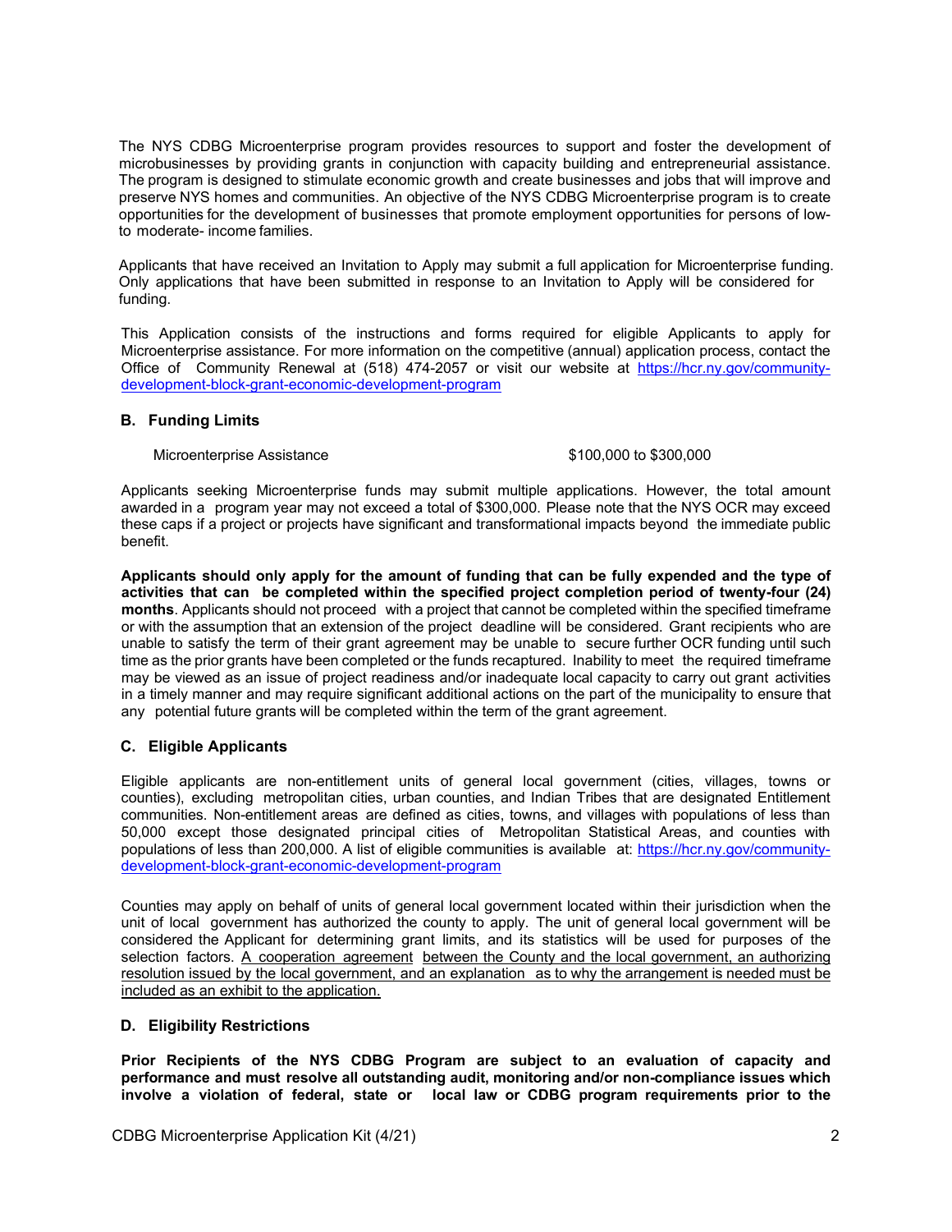The NYS CDBG Microenterprise program provides resources to support and foster the development of microbusinesses by providing grants in conjunction with capacity building and entrepreneurial assistance. The program is designed to stimulate economic growth and create businesses and jobs that will improve and preserve NYS homes and communities. An objective of the NYS CDBG Microenterprise program is to create opportunities for the development of businesses that promote employment opportunities for persons of low-to moderate- income families.

Applicants that have received an Invitation to Apply may submit a full application for Microenterprise funding. Only applications that have been submitted in response to an Invitation to Apply will be considered for funding.

This Application consists of the instructions and forms required for eligible Applicants to apply for Microenterprise assistance. For more information on the competitive (annual) application process, contact the Office of Community Renewal at (518) 474-2057 or visit our website at https://hcr.ny.gov/community-development-block-grant-economic-development-program

### B. Funding Limits

| Microenterprise Assistance | $100,000 to $300,000 |
|---|---|

Applicants seeking Microenterprise funds may submit multiple applications. However, the total amount awarded in a program year may not exceed a total of $300,000. Please note that the NYS OCR may exceed these caps if a project or projects have significant and transformational impacts beyond the immediate public benefit.

**Applicants should only apply for the amount of funding that can be fully expended and the type of activities that can be completed within the specified project completion period of twenty-four (24) months**. Applicants should not proceed with a project that cannot be completed within the specified timeframe or with the assumption that an extension of the project deadline will be considered. Grant recipients who are unable to satisfy the term of their grant agreement may be unable to secure further OCR funding until such time as the prior grants have been completed or the funds recaptured. Inability to meet the required timeframe may be viewed as an issue of project readiness and/or inadequate local capacity to carry out grant activities in a timely manner and may require significant additional actions on the part of the municipality to ensure that any potential future grants will be completed within the term of the grant agreement.

### C. Eligible Applicants

Eligible applicants are non-entitlement units of general local government (cities, villages, towns or counties), excluding metropolitan cities, urban counties, and Indian Tribes that are designated Entitlement communities. Non-entitlement areas are defined as cities, towns, and villages with populations of less than 50,000 except those designated principal cities of Metropolitan Statistical Areas, and counties with populations of less than 200,000. A list of eligible communities is available at: https://hcr.ny.gov/community-development-block-grant-economic-development-program

Counties may apply on behalf of units of general local government located within their jurisdiction when the unit of local government has authorized the county to apply. The unit of general local government will be considered the Applicant for determining grant limits, and its statistics will be used for purposes of the selection factors. A cooperation agreement between the County and the local government, an authorizing resolution issued by the local government, and an explanation as to why the arrangement is needed must be included as an exhibit to the application.

### D. Eligibility Restrictions

**Prior Recipients of the NYS CDBG Program are subject to an evaluation of capacity and performance and must resolve all outstanding audit, monitoring and/or non-compliance issues which involve a violation of federal, state or local law or CDBG program requirements prior to the**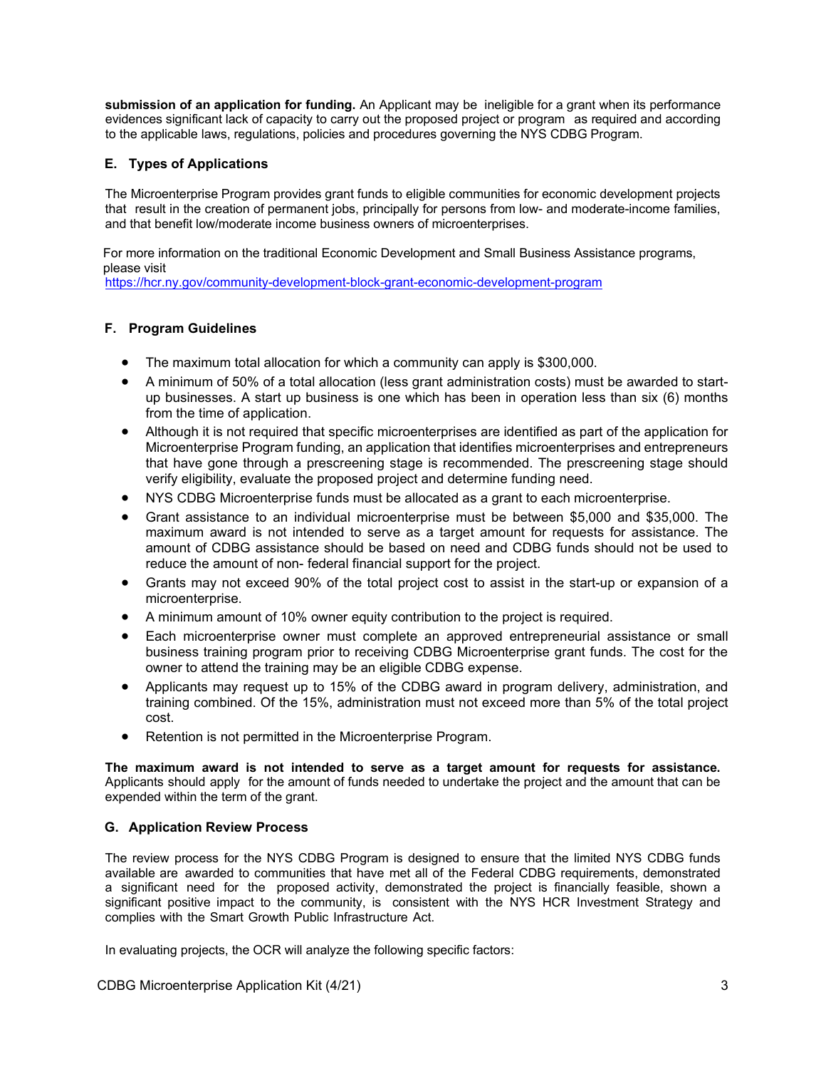**submission of an application for funding.** An Applicant may be ineligible for a grant when its performance evidences significant lack of capacity to carry out the proposed project or program as required and according to the applicable laws, regulations, policies and procedures governing the NYS CDBG Program.

### E. Types of Applications

The Microenterprise Program provides grant funds to eligible communities for economic development projects that result in the creation of permanent jobs, principally for persons from low- and moderate-income families, and that benefit low/moderate income business owners of microenterprises.

For more information on the traditional Economic Development and Small Business Assistance programs, please visit
https://hcr.ny.gov/community-development-block-grant-economic-development-program

### F. Program Guidelines

- The maximum total allocation for which a community can apply is $300,000.
- A minimum of 50% of a total allocation (less grant administration costs) must be awarded to start-up businesses. A start up business is one which has been in operation less than six (6) months from the time of application.
- Although it is not required that specific microenterprises are identified as part of the application for Microenterprise Program funding, an application that identifies microenterprises and entrepreneurs that have gone through a prescreening stage is recommended. The prescreening stage should verify eligibility, evaluate the proposed project and determine funding need.
- NYS CDBG Microenterprise funds must be allocated as a grant to each microenterprise.
- Grant assistance to an individual microenterprise must be between $5,000 and $35,000. The maximum award is not intended to serve as a target amount for requests for assistance. The amount of CDBG assistance should be based on need and CDBG funds should not be used to reduce the amount of non- federal financial support for the project.
- Grants may not exceed 90% of the total project cost to assist in the start-up or expansion of a microenterprise.
- A minimum amount of 10% owner equity contribution to the project is required.
- Each microenterprise owner must complete an approved entrepreneurial assistance or small business training program prior to receiving CDBG Microenterprise grant funds. The cost for the owner to attend the training may be an eligible CDBG expense.
- Applicants may request up to 15% of the CDBG award in program delivery, administration, and training combined. Of the 15%, administration must not exceed more than 5% of the total project cost.
- Retention is not permitted in the Microenterprise Program.

**The maximum award is not intended to serve as a target amount for requests for assistance.** Applicants should apply for the amount of funds needed to undertake the project and the amount that can be expended within the term of the grant.

### G. Application Review Process

The review process for the NYS CDBG Program is designed to ensure that the limited NYS CDBG funds available are awarded to communities that have met all of the Federal CDBG requirements, demonstrated a significant need for the proposed activity, demonstrated the project is financially feasible, shown a significant positive impact to the community, is consistent with the NYS HCR Investment Strategy and complies with the Smart Growth Public Infrastructure Act.

In evaluating projects, the OCR will analyze the following specific factors: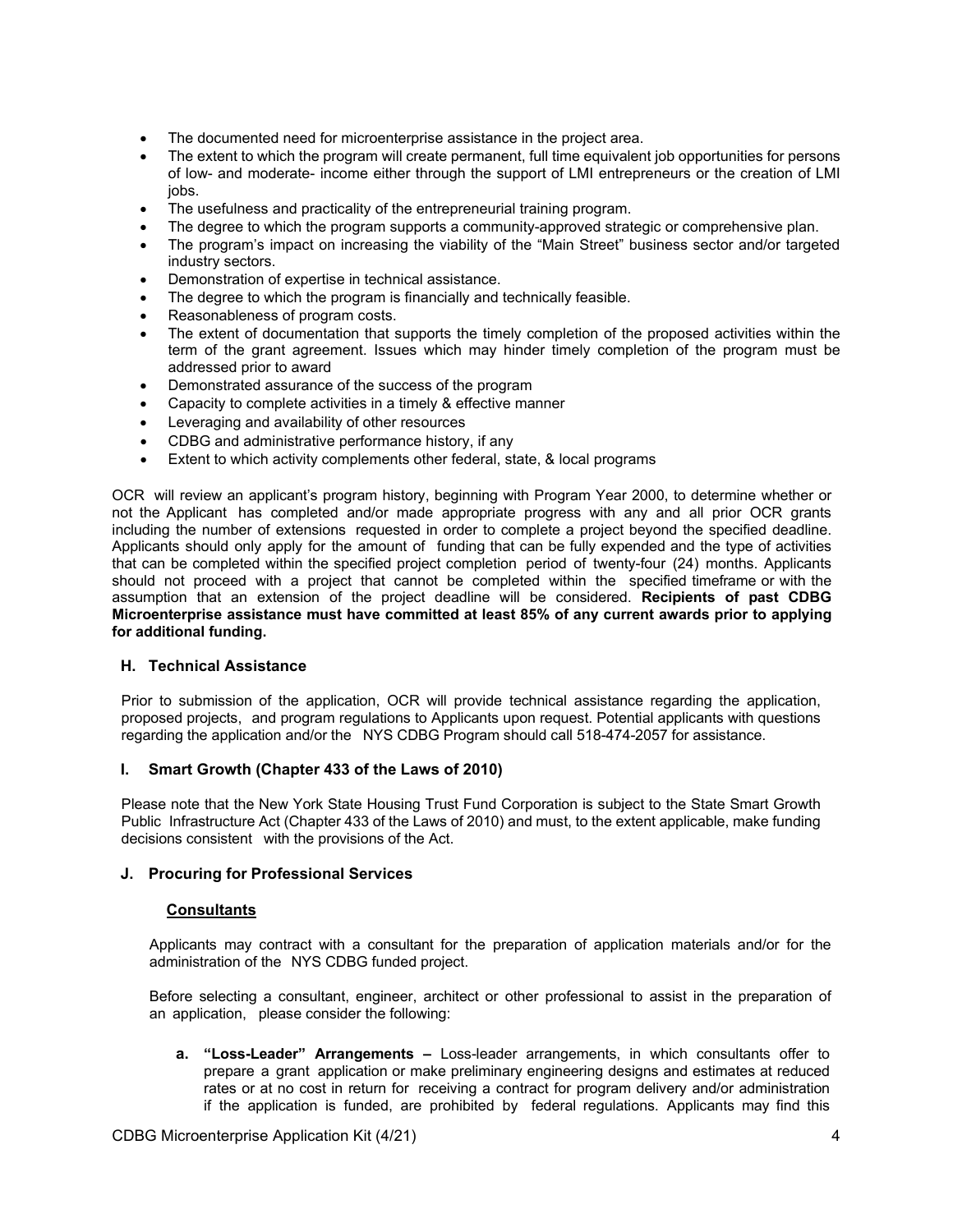- The documented need for microenterprise assistance in the project area.
- The extent to which the program will create permanent, full time equivalent job opportunities for persons of low- and moderate- income either through the support of LMI entrepreneurs or the creation of LMI jobs.
- The usefulness and practicality of the entrepreneurial training program.
- The degree to which the program supports a community-approved strategic or comprehensive plan.
- The program's impact on increasing the viability of the "Main Street" business sector and/or targeted industry sectors.
- Demonstration of expertise in technical assistance.
- The degree to which the program is financially and technically feasible.
- Reasonableness of program costs.
- The extent of documentation that supports the timely completion of the proposed activities within the term of the grant agreement. Issues which may hinder timely completion of the program must be addressed prior to award
- Demonstrated assurance of the success of the program
- Capacity to complete activities in a timely & effective manner
- Leveraging and availability of other resources
- CDBG and administrative performance history, if any
- Extent to which activity complements other federal, state, & local programs

OCR will review an applicant's program history, beginning with Program Year 2000, to determine whether or not the Applicant has completed and/or made appropriate progress with any and all prior OCR grants including the number of extensions requested in order to complete a project beyond the specified deadline. Applicants should only apply for the amount of funding that can be fully expended and the type of activities that can be completed within the specified project completion period of twenty-four (24) months. Applicants should not proceed with a project that cannot be completed within the specified timeframe or with the assumption that an extension of the project deadline will be considered. **Recipients of past CDBG Microenterprise assistance must have committed at least 85% of any current awards prior to applying for additional funding.**

### H. Technical Assistance

Prior to submission of the application, OCR will provide technical assistance regarding the application, proposed projects, and program regulations to Applicants upon request. Potential applicants with questions regarding the application and/or the NYS CDBG Program should call 518-474-2057 for assistance.

### I. Smart Growth (Chapter 433 of the Laws of 2010)

Please note that the New York State Housing Trust Fund Corporation is subject to the State Smart Growth Public Infrastructure Act (Chapter 433 of the Laws of 2010) and must, to the extent applicable, make funding decisions consistent with the provisions of the Act.

### J. Procuring for Professional Services

#### Consultants

Applicants may contract with a consultant for the preparation of application materials and/or for the administration of the NYS CDBG funded project.

Before selecting a consultant, engineer, architect or other professional to assist in the preparation of an application, please consider the following:

**a. "Loss-Leader" Arrangements –** Loss-leader arrangements, in which consultants offer to prepare a grant application or make preliminary engineering designs and estimates at reduced rates or at no cost in return for receiving a contract for program delivery and/or administration if the application is funded, are prohibited by federal regulations. Applicants may find this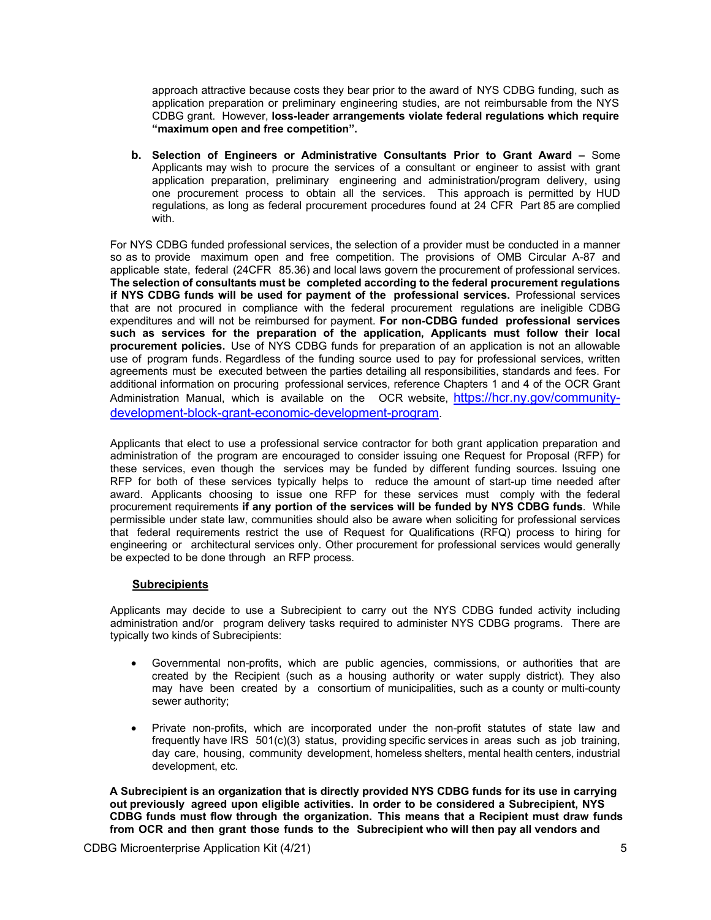approach attractive because costs they bear prior to the award of NYS CDBG funding, such as application preparation or preliminary engineering studies, are not reimbursable from the NYS CDBG grant. However, **loss-leader arrangements violate federal regulations which require "maximum open and free competition".**

b. **Selection of Engineers or Administrative Consultants Prior to Grant Award –** Some Applicants may wish to procure the services of a consultant or engineer to assist with grant application preparation, preliminary engineering and administration/program delivery, using one procurement process to obtain all the services. This approach is permitted by HUD regulations, as long as federal procurement procedures found at 24 CFR Part 85 are complied with.

For NYS CDBG funded professional services, the selection of a provider must be conducted in a manner so as to provide maximum open and free competition. The provisions of OMB Circular A-87 and applicable state, federal (24CFR 85.36) and local laws govern the procurement of professional services. **The selection of consultants must be completed according to the federal procurement regulations if NYS CDBG funds will be used for payment of the professional services.** Professional services that are not procured in compliance with the federal procurement regulations are ineligible CDBG expenditures and will not be reimbursed for payment. **For non-CDBG funded professional services such as services for the preparation of the application, Applicants must follow their local procurement policies.** Use of NYS CDBG funds for preparation of an application is not an allowable use of program funds. Regardless of the funding source used to pay for professional services, written agreements must be executed between the parties detailing all responsibilities, standards and fees. For additional information on procuring professional services, reference Chapters 1 and 4 of the OCR Grant Administration Manual, which is available on the OCR website, [https://hcr.ny.gov/community-development-block-grant-economic-development-program](https://hcr.ny.gov/community-development-block-grant-economic-development-program).

Applicants that elect to use a professional service contractor for both grant application preparation and administration of the program are encouraged to consider issuing one Request for Proposal (RFP) for these services, even though the services may be funded by different funding sources. Issuing one RFP for both of these services typically helps to reduce the amount of start-up time needed after award. Applicants choosing to issue one RFP for these services must comply with the federal procurement requirements **if any portion of the services will be funded by NYS CDBG funds**. While permissible under state law, communities should also be aware when soliciting for professional services that federal requirements restrict the use of Request for Qualifications (RFQ) process to hiring for engineering or architectural services only. Other procurement for professional services would generally be expected to be done through an RFP process.

**Subrecipients**

Applicants may decide to use a Subrecipient to carry out the NYS CDBG funded activity including administration and/or program delivery tasks required to administer NYS CDBG programs. There are typically two kinds of Subrecipients:

- Governmental non-profits, which are public agencies, commissions, or authorities that are created by the Recipient (such as a housing authority or water supply district). They also may have been created by a consortium of municipalities, such as a county or multi-county sewer authority;
- Private non-profits, which are incorporated under the non-profit statutes of state law and frequently have IRS 501(c)(3) status, providing specific services in areas such as job training, day care, housing, community development, homeless shelters, mental health centers, industrial development, etc.

**A Subrecipient is an organization that is directly provided NYS CDBG funds for its use in carrying out previously agreed upon eligible activities. In order to be considered a Subrecipient, NYS CDBG funds must flow through the organization. This means that a Recipient must draw funds from OCR and then grant those funds to the Subrecipient who will then pay all vendors and**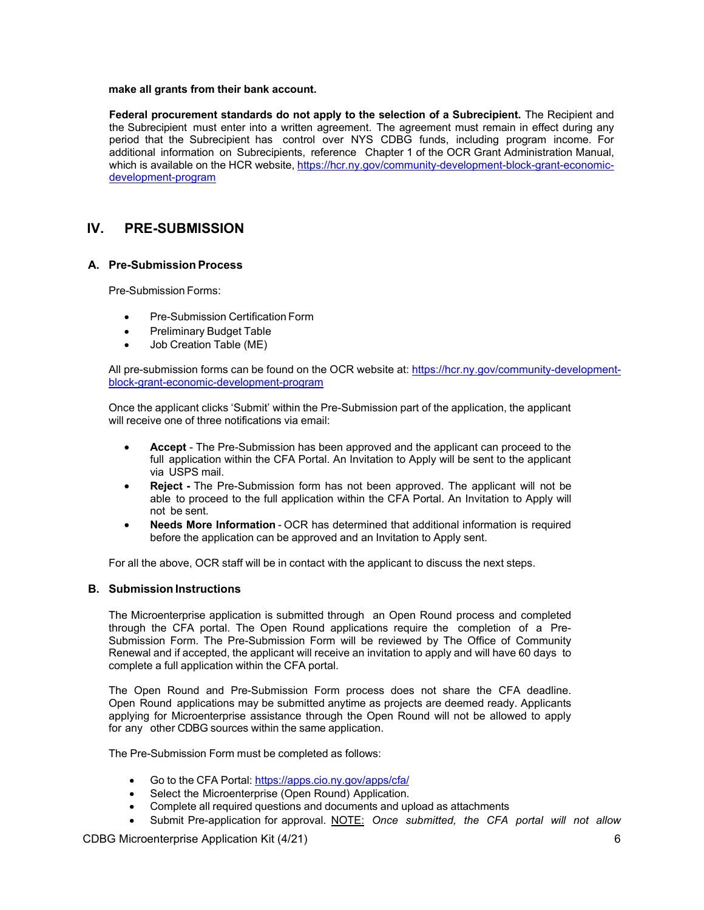**make all grants from their bank account.**

**Federal procurement standards do not apply to the selection of a Subrecipient.** The Recipient and the Subrecipient must enter into a written agreement. The agreement must remain in effect during any period that the Subrecipient has control over NYS CDBG funds, including program income. For additional information on Subrecipients, reference Chapter 1 of the OCR Grant Administration Manual, which is available on the HCR website, https://hcr.ny.gov/community-development-block-grant-economic-development-program

## IV. PRE-SUBMISSION

### A. Pre-Submission Process

Pre-Submission Forms:

- Pre-Submission Certification Form
- Preliminary Budget Table
- Job Creation Table (ME)

All pre-submission forms can be found on the OCR website at: https://hcr.ny.gov/community-development-block-grant-economic-development-program

Once the applicant clicks 'Submit' within the Pre-Submission part of the application, the applicant will receive one of three notifications via email:

- **Accept** - The Pre-Submission has been approved and the applicant can proceed to the full application within the CFA Portal. An Invitation to Apply will be sent to the applicant via USPS mail.
- **Reject -** The Pre-Submission form has not been approved. The applicant will not be able to proceed to the full application within the CFA Portal. An Invitation to Apply will not be sent.
- **Needs More Information** - OCR has determined that additional information is required before the application can be approved and an Invitation to Apply sent.

For all the above, OCR staff will be in contact with the applicant to discuss the next steps.

### B. Submission Instructions

The Microenterprise application is submitted through an Open Round process and completed through the CFA portal. The Open Round applications require the completion of a Pre-Submission Form. The Pre-Submission Form will be reviewed by The Office of Community Renewal and if accepted, the applicant will receive an invitation to apply and will have 60 days to complete a full application within the CFA portal.

The Open Round and Pre-Submission Form process does not share the CFA deadline. Open Round applications may be submitted anytime as projects are deemed ready. Applicants applying for Microenterprise assistance through the Open Round will not be allowed to apply for any other CDBG sources within the same application.

The Pre-Submission Form must be completed as follows:

- Go to the CFA Portal: https://apps.cio.ny.gov/apps/cfa/
- Select the Microenterprise (Open Round) Application.
- Complete all required questions and documents and upload as attachments
- Submit Pre-application for approval. <u>NOTE:</u> *Once submitted, the CFA portal will not allow*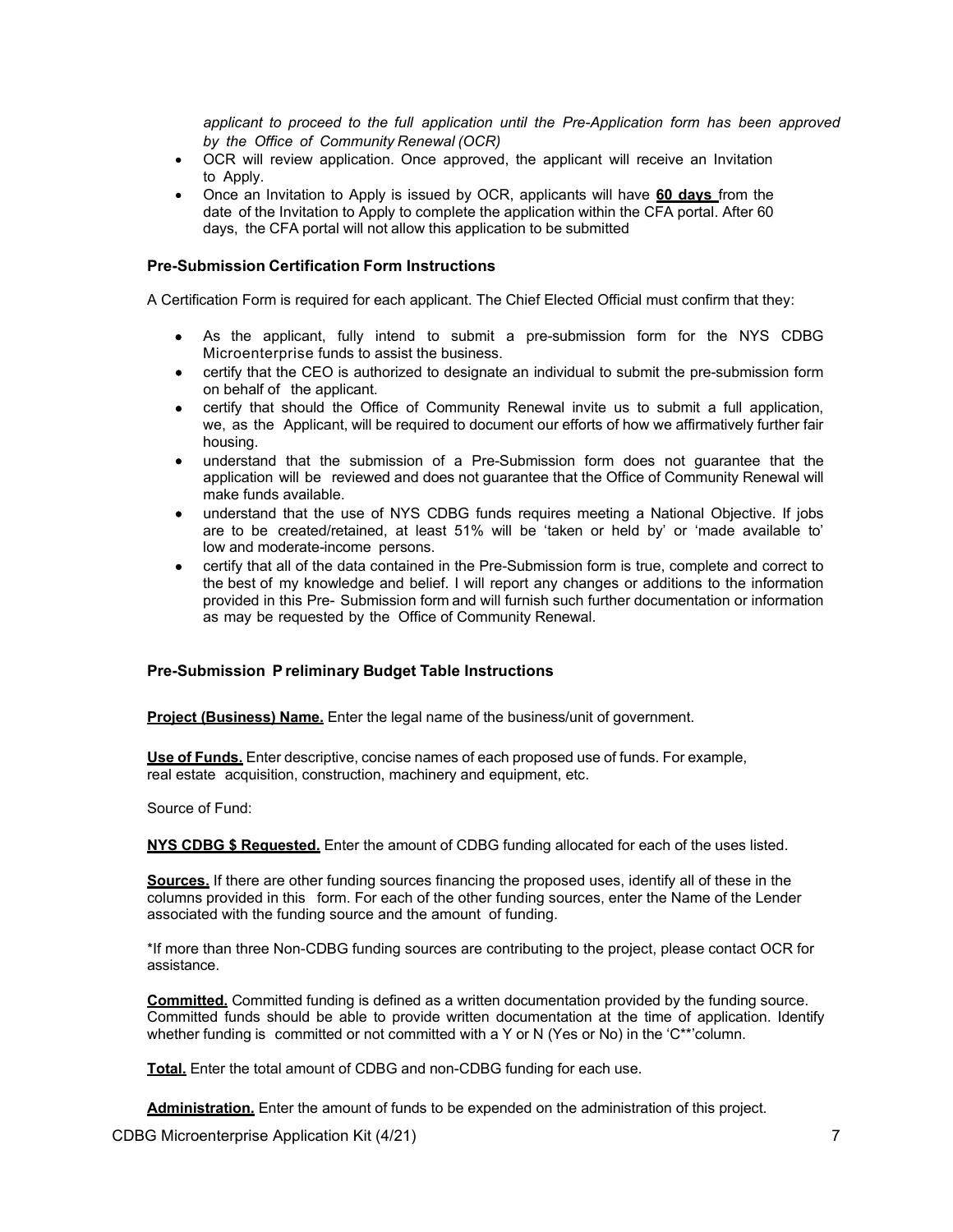*applicant to proceed to the full application until the Pre-Application form has been approved by the Office of Community Renewal (OCR)*

- OCR will review application. Once approved, the applicant will receive an Invitation to Apply.
- Once an Invitation to Apply is issued by OCR, applicants will have **60 days** from the date of the Invitation to Apply to complete the application within the CFA portal. After 60 days, the CFA portal will not allow this application to be submitted

### Pre-Submission Certification Form Instructions

A Certification Form is required for each applicant. The Chief Elected Official must confirm that they:

- As the applicant, fully intend to submit a pre-submission form for the NYS CDBG Microenterprise funds to assist the business.
- certify that the CEO is authorized to designate an individual to submit the pre-submission form on behalf of the applicant.
- certify that should the Office of Community Renewal invite us to submit a full application, we, as the Applicant, will be required to document our efforts of how we affirmatively further fair housing.
- understand that the submission of a Pre-Submission form does not guarantee that the application will be reviewed and does not guarantee that the Office of Community Renewal will make funds available.
- understand that the use of NYS CDBG funds requires meeting a National Objective. If jobs are to be created/retained, at least 51% will be 'taken or held by' or 'made available to' low and moderate-income persons.
- certify that all of the data contained in the Pre-Submission form is true, complete and correct to the best of my knowledge and belief. I will report any changes or additions to the information provided in this Pre- Submission form and will furnish such further documentation or information as may be requested by the Office of Community Renewal.

### Pre-Submission Preliminary Budget Table Instructions

**Project (Business) Name.** Enter the legal name of the business/unit of government.

**Use of Funds.** Enter descriptive, concise names of each proposed use of funds. For example, real estate acquisition, construction, machinery and equipment, etc.

Source of Fund:

**NYS CDBG $ Requested.** Enter the amount of CDBG funding allocated for each of the uses listed.

**Sources.** If there are other funding sources financing the proposed uses, identify all of these in the columns provided in this form. For each of the other funding sources, enter the Name of the Lender associated with the funding source and the amount of funding.

*If more than three Non-CDBG funding sources are contributing to the project, please contact OCR for assistance.

**Committed.** Committed funding is defined as a written documentation provided by the funding source. Committed funds should be able to provide written documentation at the time of application. Identify whether funding is committed or not committed with a Y or N (Yes or No) in the 'C**'column.

**Total.** Enter the total amount of CDBG and non-CDBG funding for each use.

**Administration.** Enter the amount of funds to be expended on the administration of this project.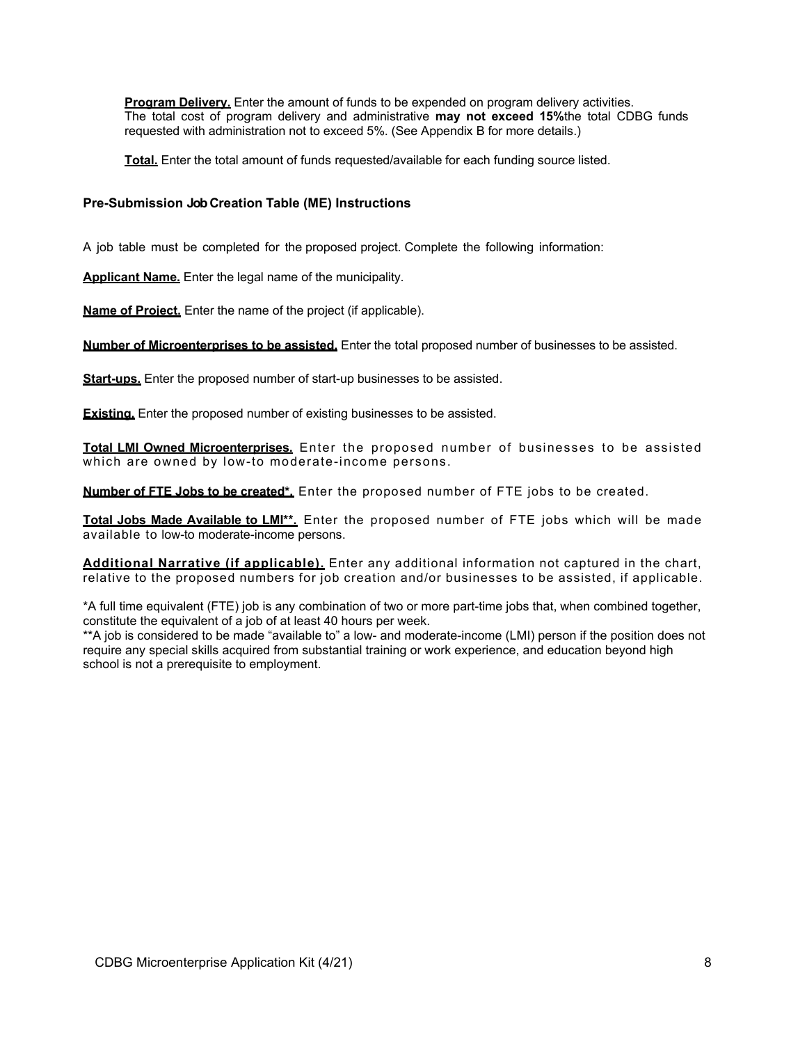**Program Delivery.** Enter the amount of funds to be expended on program delivery activities. The total cost of program delivery and administrative **may not exceed 15%**the total CDBG funds requested with administration not to exceed 5%. (See Appendix B for more details.)

**Total.** Enter the total amount of funds requested/available for each funding source listed.

### Pre-Submission Job Creation Table (ME) Instructions

A job table must be completed for the proposed project. Complete the following information:

**Applicant Name.** Enter the legal name of the municipality.

**Name of Project.** Enter the name of the project (if applicable).

**Number of Microenterprises to be assisted.** Enter the total proposed number of businesses to be assisted.

**Start-ups.** Enter the proposed number of start-up businesses to be assisted.

**Existing.** Enter the proposed number of existing businesses to be assisted.

**Total LMI Owned Microenterprises.** Enter the proposed number of businesses to be assisted which are owned by low-to moderate-income persons.

**Number of FTE Jobs to be created*.** Enter the proposed number of FTE jobs to be created.

**Total Jobs Made Available to LMI**.** Enter the proposed number of FTE jobs which will be made available to low-to moderate-income persons.

**Additional Narrative (if applicable).** Enter any additional information not captured in the chart, relative to the proposed numbers for job creation and/or businesses to be assisted, if applicable.

*A full time equivalent (FTE) job is any combination of two or more part-time jobs that, when combined together, constitute the equivalent of a job of at least 40 hours per week.

**A job is considered to be made "available to" a low- and moderate-income (LMI) person if the position does not require any special skills acquired from substantial training or work experience, and education beyond high school is not a prerequisite to employment.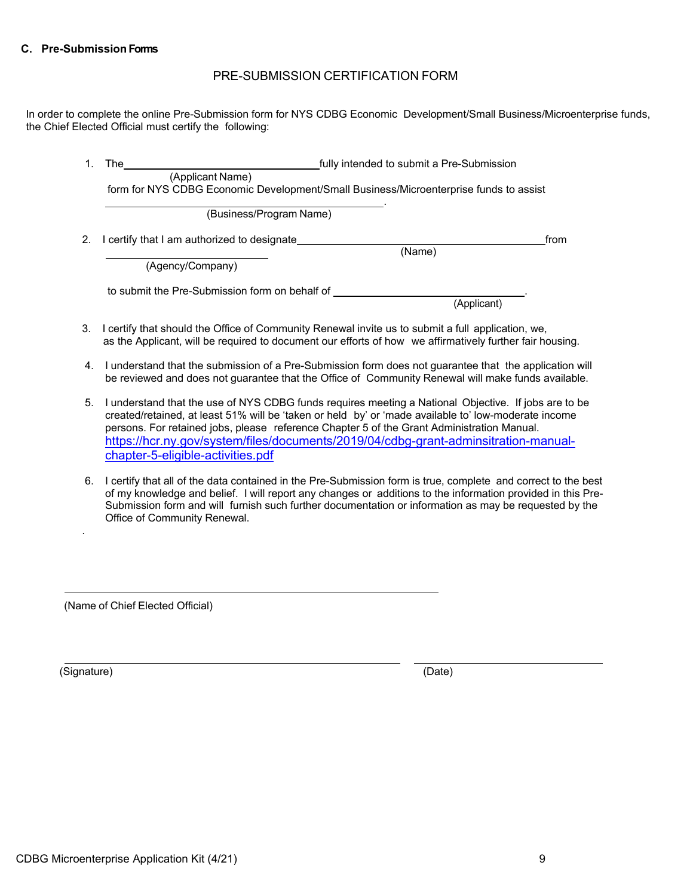### C. Pre-Submission Forms

## PRE-SUBMISSION CERTIFICATION FORM

In order to complete the online Pre-Submission form for NYS CDBG Economic Development/Small Business/Microenterprise funds, the Chief Elected Official must certify the following:

1. The \_\_\_\_\_\_\_\_\_\_\_\_\_\_\_\_\_\_\_\_\_\_\_\_\_\_\_\_\_\_ fully intended to submit a Pre-Submission
   (Applicant Name)
   form for NYS CDBG Economic Development/Small Business/Microenterprise funds to assist
   \_\_\_\_\_\_\_\_\_\_\_\_\_\_\_\_\_\_\_\_\_\_\_\_\_\_\_\_\_\_\_\_\_\_\_\_\_\_\_\_.
   (Business/Program Name)

2. I certify that I am authorized to designate \_\_\_\_\_\_\_\_\_\_\_\_\_\_\_\_\_\_\_\_\_\_\_\_\_\_\_\_\_\_\_\_\_\_ from
   (Name)
   \_\_\_\_\_\_\_\_\_\_\_\_\_\_\_\_\_\_\_\_\_\_\_\_\_
   (Agency/Company)

   to submit the Pre-Submission form on behalf of \_\_\_\_\_\_\_\_\_\_\_\_\_\_\_\_\_\_\_\_\_\_\_\_\_\_\_\_.
   (Applicant)

3. I certify that should the Office of Community Renewal invite us to submit a full application, we, as the Applicant, will be required to document our efforts of how we affirmatively further fair housing.

4. I understand that the submission of a Pre-Submission form does not guarantee that the application will be reviewed and does not guarantee that the Office of Community Renewal will make funds available.

5. I understand that the use of NYS CDBG funds requires meeting a National Objective. If jobs are to be created/retained, at least 51% will be 'taken or held by' or 'made available to' low-moderate income persons. For retained jobs, please reference Chapter 5 of the Grant Administration Manual. https://hcr.ny.gov/system/files/documents/2019/04/cdbg-grant-adminsitration-manual-chapter-5-eligible-activities.pdf

6. I certify that all of the data contained in the Pre-Submission form is true, complete and correct to the best of my knowledge and belief. I will report any changes or additions to the information provided in this Pre-Submission form and will furnish such further documentation or information as may be requested by the Office of Community Renewal.

\_\_\_\_\_\_\_\_\_\_\_\_\_\_\_\_\_\_\_\_\_\_\_\_\_\_\_\_\_\_\_\_\_\_\_\_\_\_\_\_\_\_\_\_\_\_\_\_

(Name of Chief Elected Official)

\_\_\_\_\_\_\_\_\_\_\_\_\_\_\_\_\_\_\_\_\_\_\_\_\_\_\_\_\_\_\_\_\_\_\_\_\_\_\_\_\_\_\_ \_\_\_\_\_\_\_\_\_\_\_\_\_\_\_\_\_\_\_\_\_\_\_\_\_

(Signature) (Date)

CDBG Microenterprise Application Kit (4/21)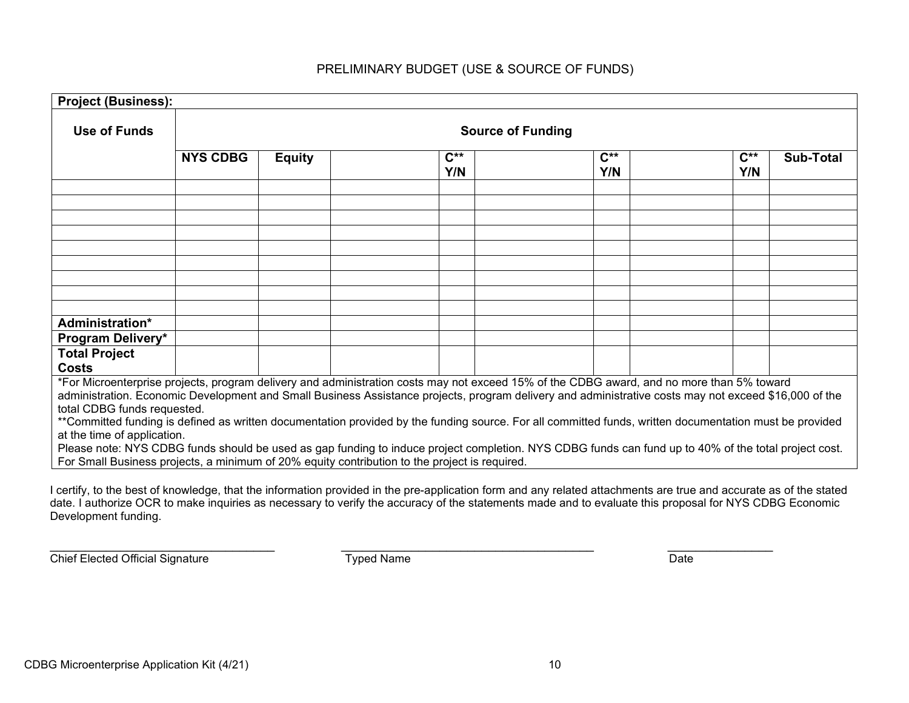PRELIMINARY BUDGET (USE & SOURCE OF FUNDS)

| **Project (Business):** | | | | | | | | | |
|---|---|---|---|---|---|---|---|---|---|
| **Use of Funds** | **Source of Funding** | | | | | | | | |
| | **NYS CDBG** | **Equity** | | **C** Y/N** | | **C** Y/N** | | **C** Y/N** | **Sub-Total** |
| | | | | | | | | | |
| | | | | | | | | | |
| | | | | | | | | | |
| | | | | | | | | | |
| | | | | | | | | | |
| | | | | | | | | | |
| | | | | | | | | | |
| | | | | | | | | | |
| | | | | | | | | | |
| **Administration*** | | | | | | | | | |
| **Program Delivery*** | | | | | | | | | |
| **Total Project Costs** | | | | | | | | | |

*For Microenterprise projects, program delivery and administration costs may not exceed 15% of the CDBG award, and no more than 5% toward administration. Economic Development and Small Business Assistance projects, program delivery and administrative costs may not exceed $16,000 of the total CDBG funds requested.

**Committed funding is defined as written documentation provided by the funding source. For all committed funds, written documentation must be provided at the time of application.

Please note: NYS CDBG funds should be used as gap funding to induce project completion. NYS CDBG funds can fund up to 40% of the total project cost. For Small Business projects, a minimum of 20% equity contribution to the project is required.

I certify, to the best of knowledge, that the information provided in the pre-application form and any related attachments are true and accurate as of the stated date. I authorize OCR to make inquiries as necessary to verify the accuracy of the statements made and to evaluate this proposal for NYS CDBG Economic Development funding.

___________________________________ Chief Elected Official Signature

___________________________________ Typed Name

________________ Date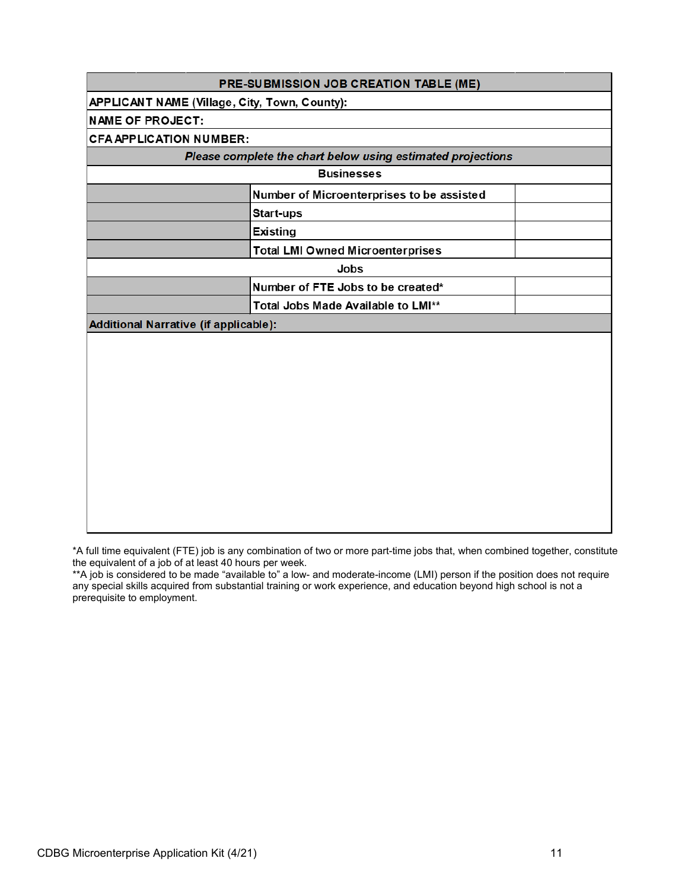| PRE-SUBMISSION JOB CREATION TABLE (ME) | | |
|---|---|---|
| **APPLICANT NAME (Village, City, Town, County):** | | |
| **NAME OF PROJECT:** | | |
| **CFA APPLICATION NUMBER:** | | |
| ***Please complete the chart below using estimated projections*** | | |
| **Businesses** | | |
| | **Number of Microenterprises to be assisted** | |
| | **Start-ups** | |
| | **Existing** | |
| | **Total LMI Owned Microenterprises** | |
| **Jobs** | | |
| | **Number of FTE Jobs to be created*** | |
| | **Total Jobs Made Available to LMI**** | |
| **Additional Narrative (if applicable):** | | |
| | | |

*A full time equivalent (FTE) job is any combination of two or more part-time jobs that, when combined together, constitute the equivalent of a job of at least 40 hours per week.

**A job is considered to be made "available to" a low- and moderate-income (LMI) person if the position does not require any special skills acquired from substantial training or work experience, and education beyond high school is not a prerequisite to employment.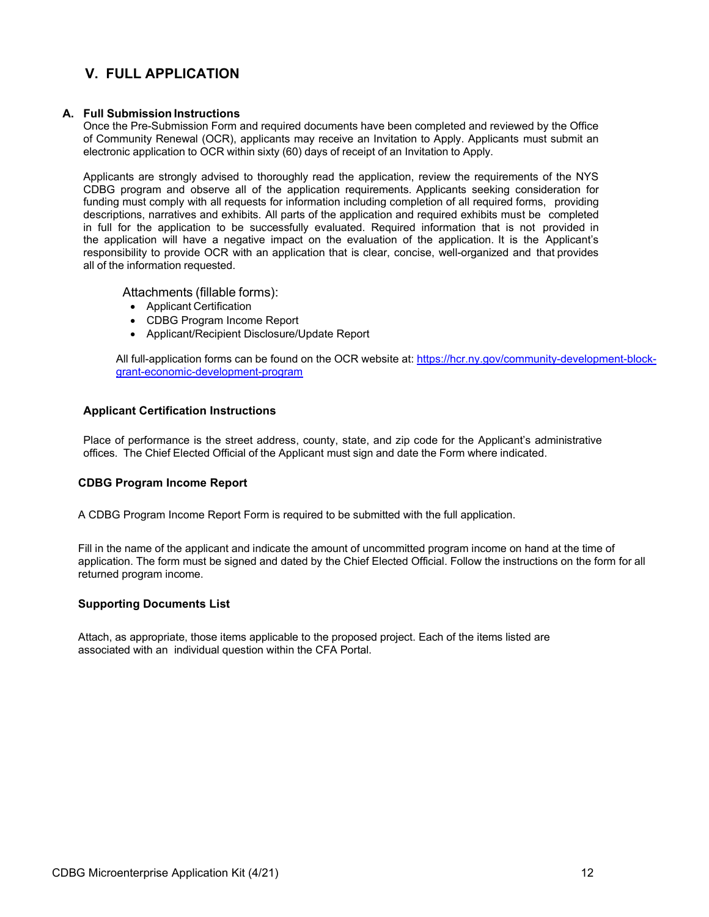## V. FULL APPLICATION

### A. Full Submission Instructions

Once the Pre-Submission Form and required documents have been completed and reviewed by the Office of Community Renewal (OCR), applicants may receive an Invitation to Apply. Applicants must submit an electronic application to OCR within sixty (60) days of receipt of an Invitation to Apply.

Applicants are strongly advised to thoroughly read the application, review the requirements of the NYS CDBG program and observe all of the application requirements. Applicants seeking consideration for funding must comply with all requests for information including completion of all required forms, providing descriptions, narratives and exhibits. All parts of the application and required exhibits must be completed in full for the application to be successfully evaluated. Required information that is not provided in the application will have a negative impact on the evaluation of the application. It is the Applicant's responsibility to provide OCR with an application that is clear, concise, well-organized and that provides all of the information requested.

Attachments (fillable forms):

- Applicant Certification
- CDBG Program Income Report
- Applicant/Recipient Disclosure/Update Report

All full-application forms can be found on the OCR website at: [https://hcr.ny.gov/community-development-block-grant-economic-development-program](https://hcr.ny.gov/community-development-block-grant-economic-development-program)

**Applicant Certification Instructions**

Place of performance is the street address, county, state, and zip code for the Applicant's administrative offices. The Chief Elected Official of the Applicant must sign and date the Form where indicated.

**CDBG Program Income Report**

A CDBG Program Income Report Form is required to be submitted with the full application.

Fill in the name of the applicant and indicate the amount of uncommitted program income on hand at the time of application. The form must be signed and dated by the Chief Elected Official. Follow the instructions on the form for all returned program income.

**Supporting Documents List**

Attach, as appropriate, those items applicable to the proposed project. Each of the items listed are associated with an individual question within the CFA Portal.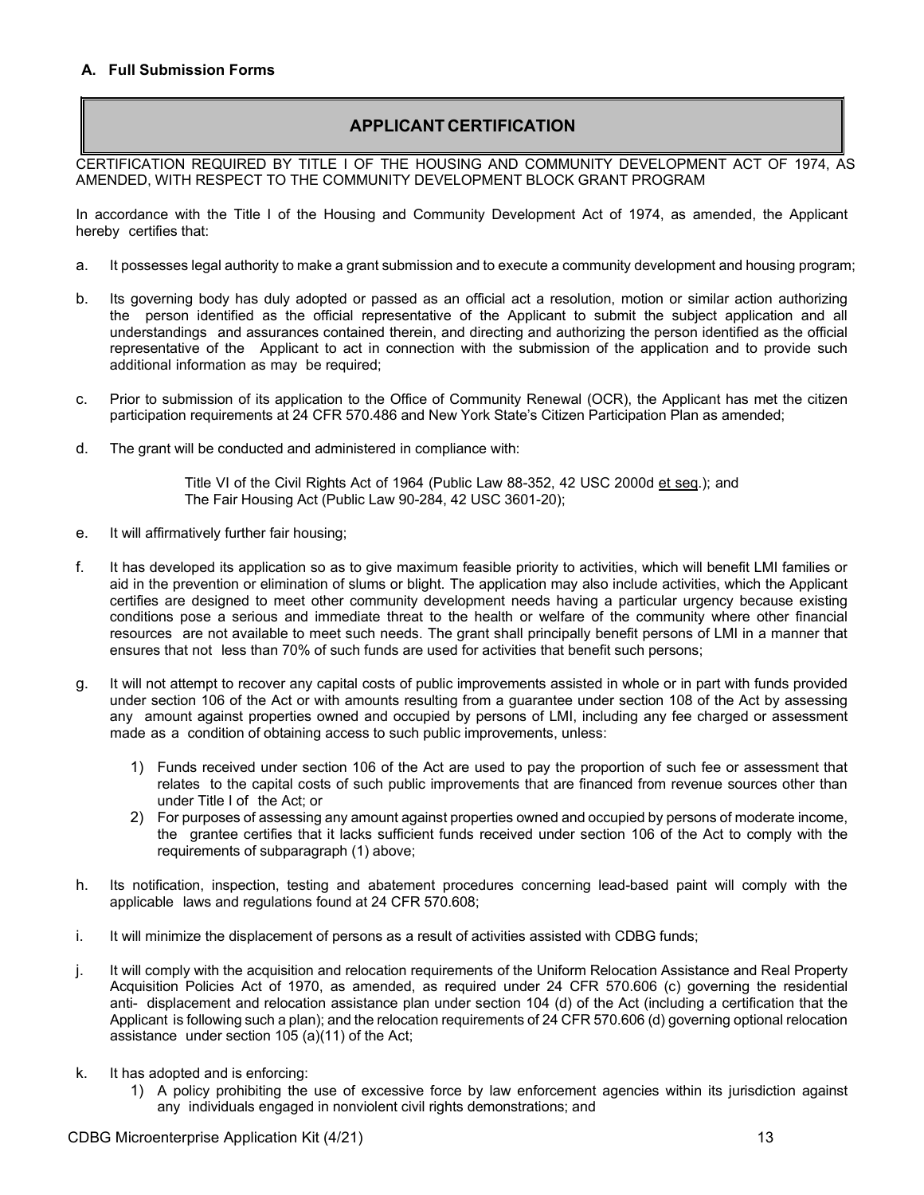### A. Full Submission Forms

## APPLICANT CERTIFICATION

CERTIFICATION REQUIRED BY TITLE I OF THE HOUSING AND COMMUNITY DEVELOPMENT ACT OF 1974, AS AMENDED, WITH RESPECT TO THE COMMUNITY DEVELOPMENT BLOCK GRANT PROGRAM

In accordance with the Title I of the Housing and Community Development Act of 1974, as amended, the Applicant hereby certifies that:

a. It possesses legal authority to make a grant submission and to execute a community development and housing program;

b. Its governing body has duly adopted or passed as an official act a resolution, motion or similar action authorizing the person identified as the official representative of the Applicant to submit the subject application and all understandings and assurances contained therein, and directing and authorizing the person identified as the official representative of the Applicant to act in connection with the submission of the application and to provide such additional information as may be required;

c. Prior to submission of its application to the Office of Community Renewal (OCR), the Applicant has met the citizen participation requirements at 24 CFR 570.486 and New York State's Citizen Participation Plan as amended;

d. The grant will be conducted and administered in compliance with:

   Title VI of the Civil Rights Act of 1964 (Public Law 88-352, 42 USC 2000d et seq.); and
   The Fair Housing Act (Public Law 90-284, 42 USC 3601-20);

e. It will affirmatively further fair housing;

f. It has developed its application so as to give maximum feasible priority to activities, which will benefit LMI families or aid in the prevention or elimination of slums or blight. The application may also include activities, which the Applicant certifies are designed to meet other community development needs having a particular urgency because existing conditions pose a serious and immediate threat to the health or welfare of the community where other financial resources are not available to meet such needs. The grant shall principally benefit persons of LMI in a manner that ensures that not less than 70% of such funds are used for activities that benefit such persons;

g. It will not attempt to recover any capital costs of public improvements assisted in whole or in part with funds provided under section 106 of the Act or with amounts resulting from a guarantee under section 108 of the Act by assessing any amount against properties owned and occupied by persons of LMI, including any fee charged or assessment made as a condition of obtaining access to such public improvements, unless:

   1) Funds received under section 106 of the Act are used to pay the proportion of such fee or assessment that relates to the capital costs of such public improvements that are financed from revenue sources other than under Title I of the Act; or
   2) For purposes of assessing any amount against properties owned and occupied by persons of moderate income, the grantee certifies that it lacks sufficient funds received under section 106 of the Act to comply with the requirements of subparagraph (1) above;

h. Its notification, inspection, testing and abatement procedures concerning lead-based paint will comply with the applicable laws and regulations found at 24 CFR 570.608;

i. It will minimize the displacement of persons as a result of activities assisted with CDBG funds;

j. It will comply with the acquisition and relocation requirements of the Uniform Relocation Assistance and Real Property Acquisition Policies Act of 1970, as amended, as required under 24 CFR 570.606 (c) governing the residential anti- displacement and relocation assistance plan under section 104 (d) of the Act (including a certification that the Applicant is following such a plan); and the relocation requirements of 24 CFR 570.606 (d) governing optional relocation assistance under section 105 (a)(11) of the Act;

k. It has adopted and is enforcing:

   1) A policy prohibiting the use of excessive force by law enforcement agencies within its jurisdiction against any individuals engaged in nonviolent civil rights demonstrations; and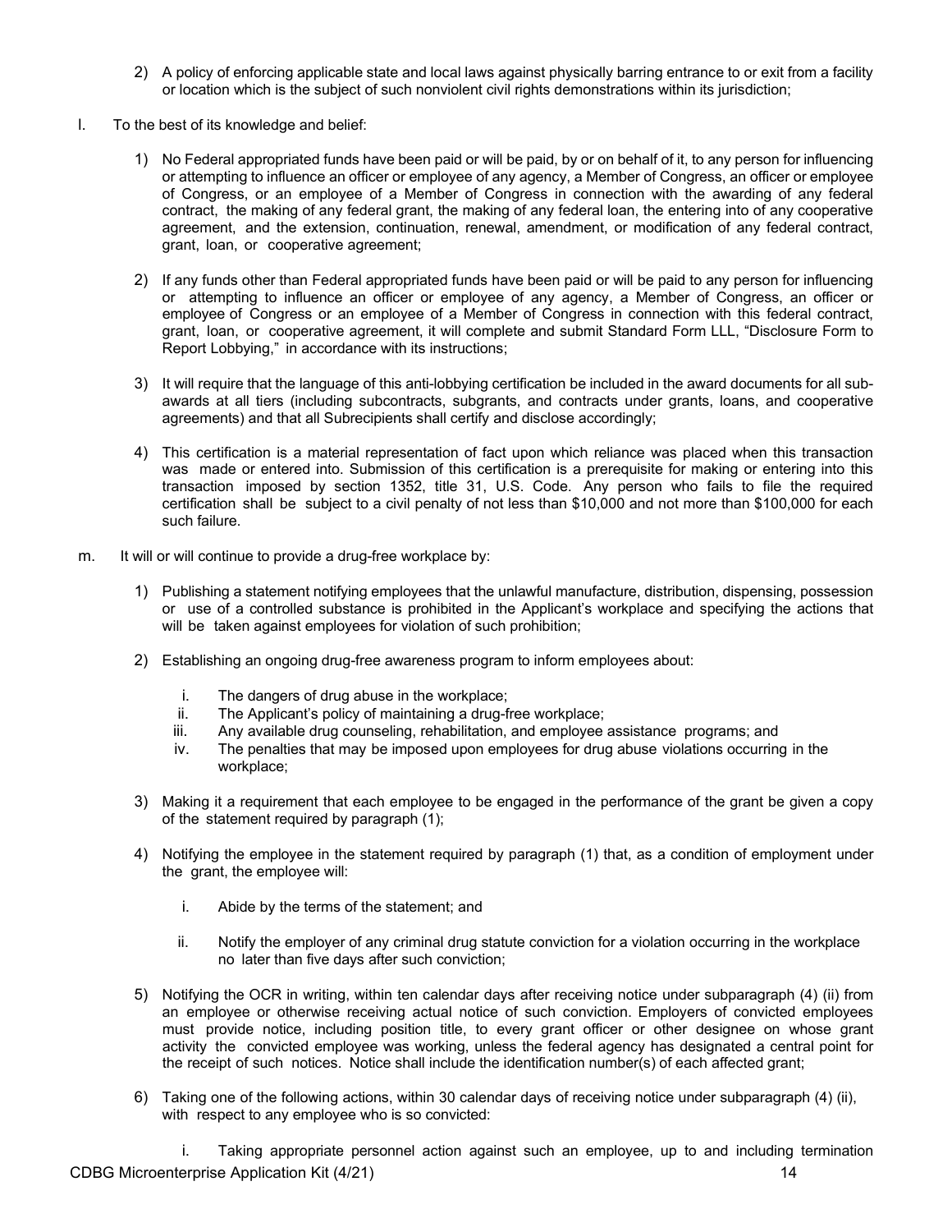2) A policy of enforcing applicable state and local laws against physically barring entrance to or exit from a facility or location which is the subject of such nonviolent civil rights demonstrations within its jurisdiction;

l. To the best of its knowledge and belief:

1) No Federal appropriated funds have been paid or will be paid, by or on behalf of it, to any person for influencing or attempting to influence an officer or employee of any agency, a Member of Congress, an officer or employee of Congress, or an employee of a Member of Congress in connection with the awarding of any federal contract, the making of any federal grant, the making of any federal loan, the entering into of any cooperative agreement, and the extension, continuation, renewal, amendment, or modification of any federal contract, grant, loan, or cooperative agreement;

2) If any funds other than Federal appropriated funds have been paid or will be paid to any person for influencing or attempting to influence an officer or employee of any agency, a Member of Congress, an officer or employee of Congress or an employee of a Member of Congress in connection with this federal contract, grant, loan, or cooperative agreement, it will complete and submit Standard Form LLL, "Disclosure Form to Report Lobbying," in accordance with its instructions;

3) It will require that the language of this anti-lobbying certification be included in the award documents for all sub-awards at all tiers (including subcontracts, subgrants, and contracts under grants, loans, and cooperative agreements) and that all Subrecipients shall certify and disclose accordingly;

4) This certification is a material representation of fact upon which reliance was placed when this transaction was made or entered into. Submission of this certification is a prerequisite for making or entering into this transaction imposed by section 1352, title 31, U.S. Code. Any person who fails to file the required certification shall be subject to a civil penalty of not less than $10,000 and not more than $100,000 for each such failure.

m. It will or will continue to provide a drug-free workplace by:

1) Publishing a statement notifying employees that the unlawful manufacture, distribution, dispensing, possession or use of a controlled substance is prohibited in the Applicant's workplace and specifying the actions that will be taken against employees for violation of such prohibition;

2) Establishing an ongoing drug-free awareness program to inform employees about:

   i. The dangers of drug abuse in the workplace;
   ii. The Applicant's policy of maintaining a drug-free workplace;
   iii. Any available drug counseling, rehabilitation, and employee assistance programs; and
   iv. The penalties that may be imposed upon employees for drug abuse violations occurring in the workplace;

3) Making it a requirement that each employee to be engaged in the performance of the grant be given a copy of the statement required by paragraph (1);

4) Notifying the employee in the statement required by paragraph (1) that, as a condition of employment under the grant, the employee will:

   i. Abide by the terms of the statement; and

   ii. Notify the employer of any criminal drug statute conviction for a violation occurring in the workplace no later than five days after such conviction;

5) Notifying the OCR in writing, within ten calendar days after receiving notice under subparagraph (4) (ii) from an employee or otherwise receiving actual notice of such conviction. Employers of convicted employees must provide notice, including position title, to every grant officer or other designee on whose grant activity the convicted employee was working, unless the federal agency has designated a central point for the receipt of such notices. Notice shall include the identification number(s) of each affected grant;

6) Taking one of the following actions, within 30 calendar days of receiving notice under subparagraph (4) (ii), with respect to any employee who is so convicted:

   i. Taking appropriate personnel action against such an employee, up to and including termination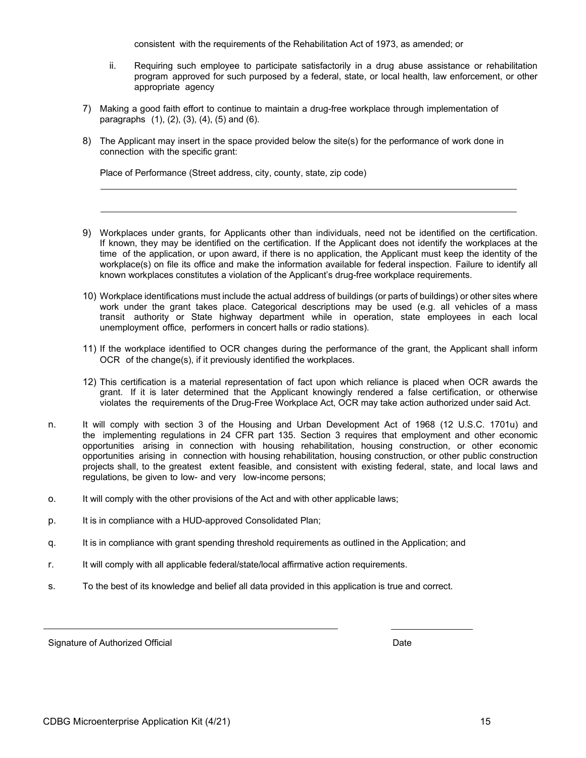consistent with the requirements of the Rehabilitation Act of 1973, as amended; or

ii. Requiring such employee to participate satisfactorily in a drug abuse assistance or rehabilitation program approved for such purposed by a federal, state, or local health, law enforcement, or other appropriate agency

7) Making a good faith effort to continue to maintain a drug-free workplace through implementation of paragraphs (1), (2), (3), (4), (5) and (6).

8) The Applicant may insert in the space provided below the site(s) for the performance of work done in connection with the specific grant:

   Place of Performance (Street address, city, county, state, zip code)

   \_\_\_\_\_\_\_\_\_\_\_\_\_\_\_\_\_\_\_\_\_\_\_\_\_\_\_\_\_\_\_\_\_\_\_\_\_\_\_\_\_\_\_\_\_\_\_\_\_\_\_\_\_\_\_\_\_\_\_\_

   \_\_\_\_\_\_\_\_\_\_\_\_\_\_\_\_\_\_\_\_\_\_\_\_\_\_\_\_\_\_\_\_\_\_\_\_\_\_\_\_\_\_\_\_\_\_\_\_\_\_\_\_\_\_\_\_\_\_\_\_

9) Workplaces under grants, for Applicants other than individuals, need not be identified on the certification. If known, they may be identified on the certification. If the Applicant does not identify the workplaces at the time of the application, or upon award, if there is no application, the Applicant must keep the identity of the workplace(s) on file its office and make the information available for federal inspection. Failure to identify all known workplaces constitutes a violation of the Applicant's drug-free workplace requirements.

10) Workplace identifications must include the actual address of buildings (or parts of buildings) or other sites where work under the grant takes place. Categorical descriptions may be used (e.g. all vehicles of a mass transit authority or State highway department while in operation, state employees in each local unemployment office, performers in concert halls or radio stations).

11) If the workplace identified to OCR changes during the performance of the grant, the Applicant shall inform OCR of the change(s), if it previously identified the workplaces.

12) This certification is a material representation of fact upon which reliance is placed when OCR awards the grant. If it is later determined that the Applicant knowingly rendered a false certification, or otherwise violates the requirements of the Drug-Free Workplace Act, OCR may take action authorized under said Act.

n. It will comply with section 3 of the Housing and Urban Development Act of 1968 (12 U.S.C. 1701u) and the implementing regulations in 24 CFR part 135. Section 3 requires that employment and other economic opportunities arising in connection with housing rehabilitation, housing construction, or other economic opportunities arising in connection with housing rehabilitation, housing construction, or other public construction projects shall, to the greatest extent feasible, and consistent with existing federal, state, and local laws and regulations, be given to low- and very low-income persons;

o. It will comply with the other provisions of the Act and with other applicable laws;

p. It is in compliance with a HUD-approved Consolidated Plan;

q. It is in compliance with grant spending threshold requirements as outlined in the Application; and

r. It will comply with all applicable federal/state/local affirmative action requirements.

s. To the best of its knowledge and belief all data provided in this application is true and correct.

\_\_\_\_\_\_\_\_\_\_\_\_\_\_\_\_\_\_\_\_\_\_\_\_\_\_\_\_\_\_\_\_\_\_\_\_\_\_\_\_\_\_ \_\_\_\_\_\_\_\_\_\_\_\_\_\_\_\_

Signature of Authorized Official Date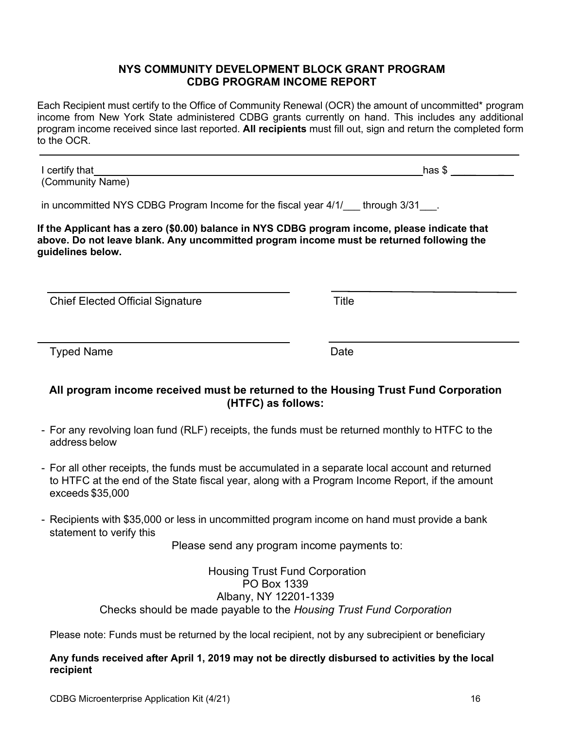## NYS COMMUNITY DEVELOPMENT BLOCK GRANT PROGRAM
## CDBG PROGRAM INCOME REPORT

Each Recipient must certify to the Office of Community Renewal (OCR) the amount of uncommitted* program income from New York State administered CDBG grants currently on hand. This includes any additional program income received since last reported. **All recipients** must fill out, sign and return the completed form to the OCR.

---

I certify that ______________________________________________ has $ __________
(Community Name)

in uncommitted NYS CDBG Program Income for the fiscal year 4/1/___ through 3/31___.

**If the Applicant has a zero ($0.00) balance in NYS CDBG program income, please indicate that above. Do not leave blank. Any uncommitted program income must be returned following the guidelines below.**

| ______________________________ | ______________________________ |
|---|---|
| Chief Elected Official Signature | Title |
| ______________________________ | ______________________________ |
| Typed Name | Date |

**All program income received must be returned to the Housing Trust Fund Corporation (HTFC) as follows:**

- For any revolving loan fund (RLF) receipts, the funds must be returned monthly to HTFC to the address below
- For all other receipts, the funds must be accumulated in a separate local account and returned to HTFC at the end of the State fiscal year, along with a Program Income Report, if the amount exceeds $35,000
- Recipients with $35,000 or less in uncommitted program income on hand must provide a bank statement to verify this

Please send any program income payments to:

Housing Trust Fund Corporation
PO Box 1339
Albany, NY 12201-1339
Checks should be made payable to the *Housing Trust Fund Corporation*

Please note: Funds must be returned by the local recipient, not by any subrecipient or beneficiary

**Any funds received after April 1, 2019 may not be directly disbursed to activities by the local recipient**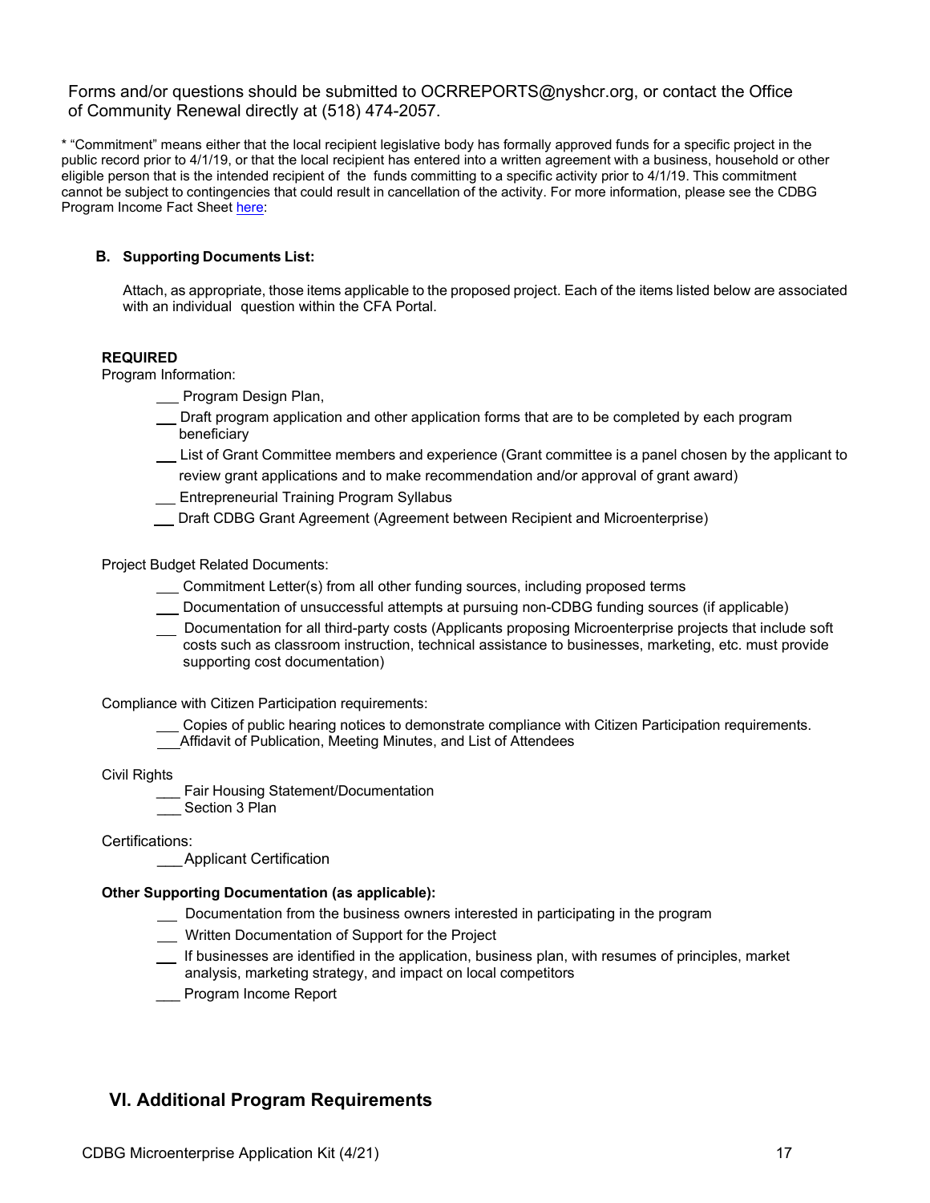Forms and/or questions should be submitted to OCRREPORTS@nyshcr.org, or contact the Office of Community Renewal directly at (518) 474-2057.

* "Commitment" means either that the local recipient legislative body has formally approved funds for a specific project in the public record prior to 4/1/19, or that the local recipient has entered into a written agreement with a business, household or other eligible person that is the intended recipient of the funds committing to a specific activity prior to 4/1/19. This commitment cannot be subject to contingencies that could result in cancellation of the activity. For more information, please see the CDBG Program Income Fact Sheet here:

### B. Supporting Documents List:

Attach, as appropriate, those items applicable to the proposed project. Each of the items listed below are associated with an individual question within the CFA Portal.

**REQUIRED**

Program Information:

- ___ Program Design Plan,
- ___ Draft program application and other application forms that are to be completed by each program beneficiary
- ___ List of Grant Committee members and experience (Grant committee is a panel chosen by the applicant to review grant applications and to make recommendation and/or approval of grant award)
- ___ Entrepreneurial Training Program Syllabus
- ___ Draft CDBG Grant Agreement (Agreement between Recipient and Microenterprise)

Project Budget Related Documents:

- ___ Commitment Letter(s) from all other funding sources, including proposed terms
- ___ Documentation of unsuccessful attempts at pursuing non-CDBG funding sources (if applicable)
- ___ Documentation for all third-party costs (Applicants proposing Microenterprise projects that include soft costs such as classroom instruction, technical assistance to businesses, marketing, etc. must provide supporting cost documentation)

Compliance with Citizen Participation requirements:

- ___ Copies of public hearing notices to demonstrate compliance with Citizen Participation requirements.
- ___ Affidavit of Publication, Meeting Minutes, and List of Attendees

Civil Rights

- ___ Fair Housing Statement/Documentation
- ___ Section 3 Plan

Certifications:

- ___ Applicant Certification

**Other Supporting Documentation (as applicable):**

- ___ Documentation from the business owners interested in participating in the program
- ___ Written Documentation of Support for the Project
- ___ If businesses are identified in the application, business plan, with resumes of principles, market analysis, marketing strategy, and impact on local competitors
- ___ Program Income Report

## VI. Additional Program Requirements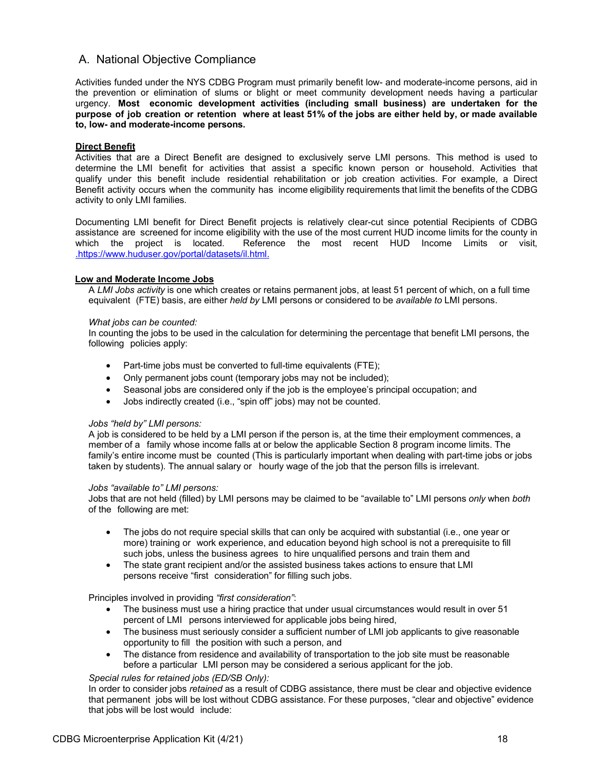## A. National Objective Compliance

Activities funded under the NYS CDBG Program must primarily benefit low- and moderate-income persons, aid in the prevention or elimination of slums or blight or meet community development needs having a particular urgency. **Most economic development activities (including small business) are undertaken for the purpose of job creation or retention where at least 51% of the jobs are either held by, or made available to, low- and moderate-income persons.**

**Direct Benefit**

Activities that are a Direct Benefit are designed to exclusively serve LMI persons. This method is used to determine the LMI benefit for activities that assist a specific known person or household. Activities that qualify under this benefit include residential rehabilitation or job creation activities. For example, a Direct Benefit activity occurs when the community has income eligibility requirements that limit the benefits of the CDBG activity to only LMI families.

Documenting LMI benefit for Direct Benefit projects is relatively clear-cut since potential Recipients of CDBG assistance are screened for income eligibility with the use of the most current HUD income limits for the county in which the project is located. Reference the most recent HUD Income Limits or visit, .https://www.huduser.gov/portal/datasets/il.html.

**Low and Moderate Income Jobs**

A *LMI Jobs activity* is one which creates or retains permanent jobs, at least 51 percent of which, on a full time equivalent (FTE) basis, are either *held by* LMI persons or considered to be *available to* LMI persons.

*What jobs can be counted:*

In counting the jobs to be used in the calculation for determining the percentage that benefit LMI persons, the following policies apply:

- Part-time jobs must be converted to full-time equivalents (FTE);
- Only permanent jobs count (temporary jobs may not be included);
- Seasonal jobs are considered only if the job is the employee's principal occupation; and
- Jobs indirectly created (i.e., "spin off" jobs) may not be counted.

*Jobs "held by" LMI persons:*

A job is considered to be held by a LMI person if the person is, at the time their employment commences, a member of a family whose income falls at or below the applicable Section 8 program income limits. The family's entire income must be counted (This is particularly important when dealing with part-time jobs or jobs taken by students). The annual salary or hourly wage of the job that the person fills is irrelevant.

*Jobs "available to" LMI persons:*

Jobs that are not held (filled) by LMI persons may be claimed to be "available to" LMI persons *only* when *both* of the following are met:

- The jobs do not require special skills that can only be acquired with substantial (i.e., one year or more) training or work experience, and education beyond high school is not a prerequisite to fill such jobs, unless the business agrees to hire unqualified persons and train them and
- The state grant recipient and/or the assisted business takes actions to ensure that LMI persons receive "first consideration" for filling such jobs.

Principles involved in providing *"first consideration"*:

- The business must use a hiring practice that under usual circumstances would result in over 51 percent of LMI persons interviewed for applicable jobs being hired,
- The business must seriously consider a sufficient number of LMI job applicants to give reasonable opportunity to fill the position with such a person, and
- The distance from residence and availability of transportation to the job site must be reasonable before a particular LMI person may be considered a serious applicant for the job.

*Special rules for retained jobs (ED/SB Only):*

In order to consider jobs *retained* as a result of CDBG assistance, there must be clear and objective evidence that permanent jobs will be lost without CDBG assistance. For these purposes, "clear and objective" evidence that jobs will be lost would include: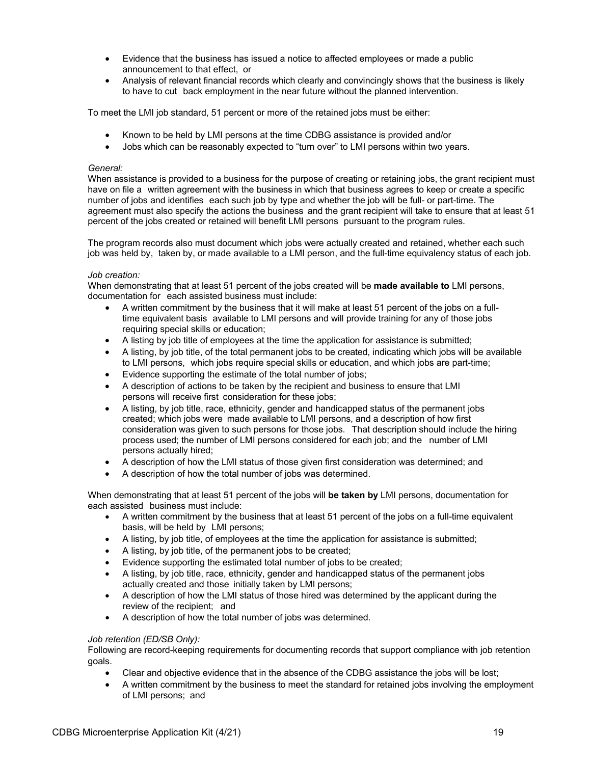- Evidence that the business has issued a notice to affected employees or made a public announcement to that effect, or
- Analysis of relevant financial records which clearly and convincingly shows that the business is likely to have to cut back employment in the near future without the planned intervention.

To meet the LMI job standard, 51 percent or more of the retained jobs must be either:

- Known to be held by LMI persons at the time CDBG assistance is provided and/or
- Jobs which can be reasonably expected to "turn over" to LMI persons within two years.

*General:*
When assistance is provided to a business for the purpose of creating or retaining jobs, the grant recipient must have on file a written agreement with the business in which that business agrees to keep or create a specific number of jobs and identifies each such job by type and whether the job will be full- or part-time. The agreement must also specify the actions the business and the grant recipient will take to ensure that at least 51 percent of the jobs created or retained will benefit LMI persons pursuant to the program rules.

The program records also must document which jobs were actually created and retained, whether each such job was held by, taken by, or made available to a LMI person, and the full-time equivalency status of each job.

*Job creation:*
When demonstrating that at least 51 percent of the jobs created will be **made available to** LMI persons, documentation for each assisted business must include:

- A written commitment by the business that it will make at least 51 percent of the jobs on a full-time equivalent basis available to LMI persons and will provide training for any of those jobs requiring special skills or education;
- A listing by job title of employees at the time the application for assistance is submitted;
- A listing, by job title, of the total permanent jobs to be created, indicating which jobs will be available to LMI persons, which jobs require special skills or education, and which jobs are part-time;
- Evidence supporting the estimate of the total number of jobs;
- A description of actions to be taken by the recipient and business to ensure that LMI persons will receive first consideration for these jobs;
- A listing, by job title, race, ethnicity, gender and handicapped status of the permanent jobs created; which jobs were made available to LMI persons, and a description of how first consideration was given to such persons for those jobs. That description should include the hiring process used; the number of LMI persons considered for each job; and the number of LMI persons actually hired;
- A description of how the LMI status of those given first consideration was determined; and
- A description of how the total number of jobs was determined.

When demonstrating that at least 51 percent of the jobs will **be taken by** LMI persons, documentation for each assisted business must include:

- A written commitment by the business that at least 51 percent of the jobs on a full-time equivalent basis, will be held by LMI persons;
- A listing, by job title, of employees at the time the application for assistance is submitted;
- A listing, by job title, of the permanent jobs to be created;
- Evidence supporting the estimated total number of jobs to be created;
- A listing, by job title, race, ethnicity, gender and handicapped status of the permanent jobs actually created and those initially taken by LMI persons;
- A description of how the LMI status of those hired was determined by the applicant during the review of the recipient; and
- A description of how the total number of jobs was determined.

*Job retention (ED/SB Only):*
Following are record-keeping requirements for documenting records that support compliance with job retention goals.

- Clear and objective evidence that in the absence of the CDBG assistance the jobs will be lost;
- A written commitment by the business to meet the standard for retained jobs involving the employment of LMI persons; and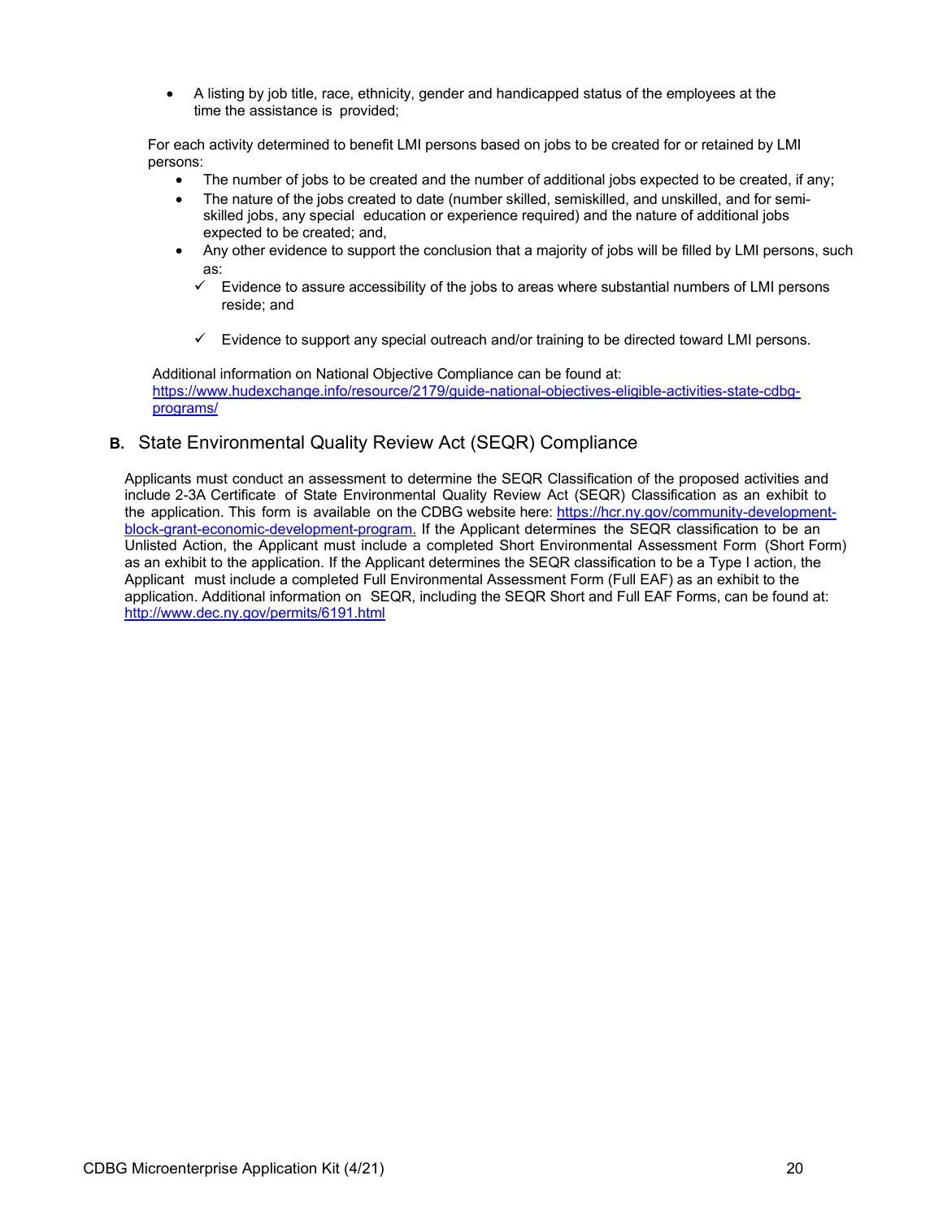- A listing by job title, race, ethnicity, gender and handicapped status of the employees at the time the assistance is provided;

For each activity determined to benefit LMI persons based on jobs to be created for or retained by LMI persons:

- The number of jobs to be created and the number of additional jobs expected to be created, if any;
- The nature of the jobs created to date (number skilled, semiskilled, and unskilled, and for semi-skilled jobs, any special education or experience required) and the nature of additional jobs expected to be created; and,
- Any other evidence to support the conclusion that a majority of jobs will be filled by LMI persons, such as:
  - ✓ Evidence to assure accessibility of the jobs to areas where substantial numbers of LMI persons reside; and
  - ✓ Evidence to support any special outreach and/or training to be directed toward LMI persons.

Additional information on National Objective Compliance can be found at: https://www.hudexchange.info/resource/2179/guide-national-objectives-eligible-activities-state-cdbg-programs/

## B. State Environmental Quality Review Act (SEQR) Compliance

Applicants must conduct an assessment to determine the SEQR Classification of the proposed activities and include 2-3A Certificate of State Environmental Quality Review Act (SEQR) Classification as an exhibit to the application. This form is available on the CDBG website here: https://hcr.ny.gov/community-development-block-grant-economic-development-program. If the Applicant determines the SEQR classification to be an Unlisted Action, the Applicant must include a completed Short Environmental Assessment Form (Short Form) as an exhibit to the application. If the Applicant determines the SEQR classification to be a Type I action, the Applicant must include a completed Full Environmental Assessment Form (Full EAF) as an exhibit to the application. Additional information on SEQR, including the SEQR Short and Full EAF Forms, can be found at: http://www.dec.ny.gov/permits/6191.html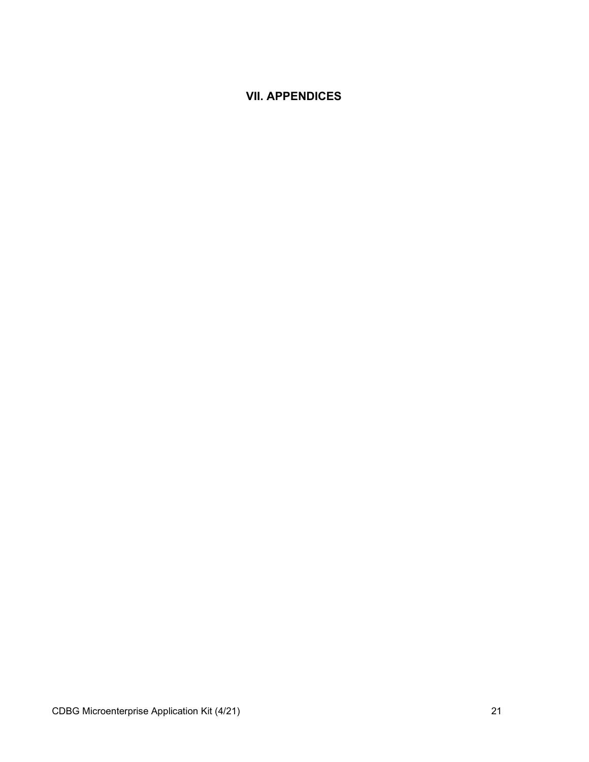## VII. APPENDICES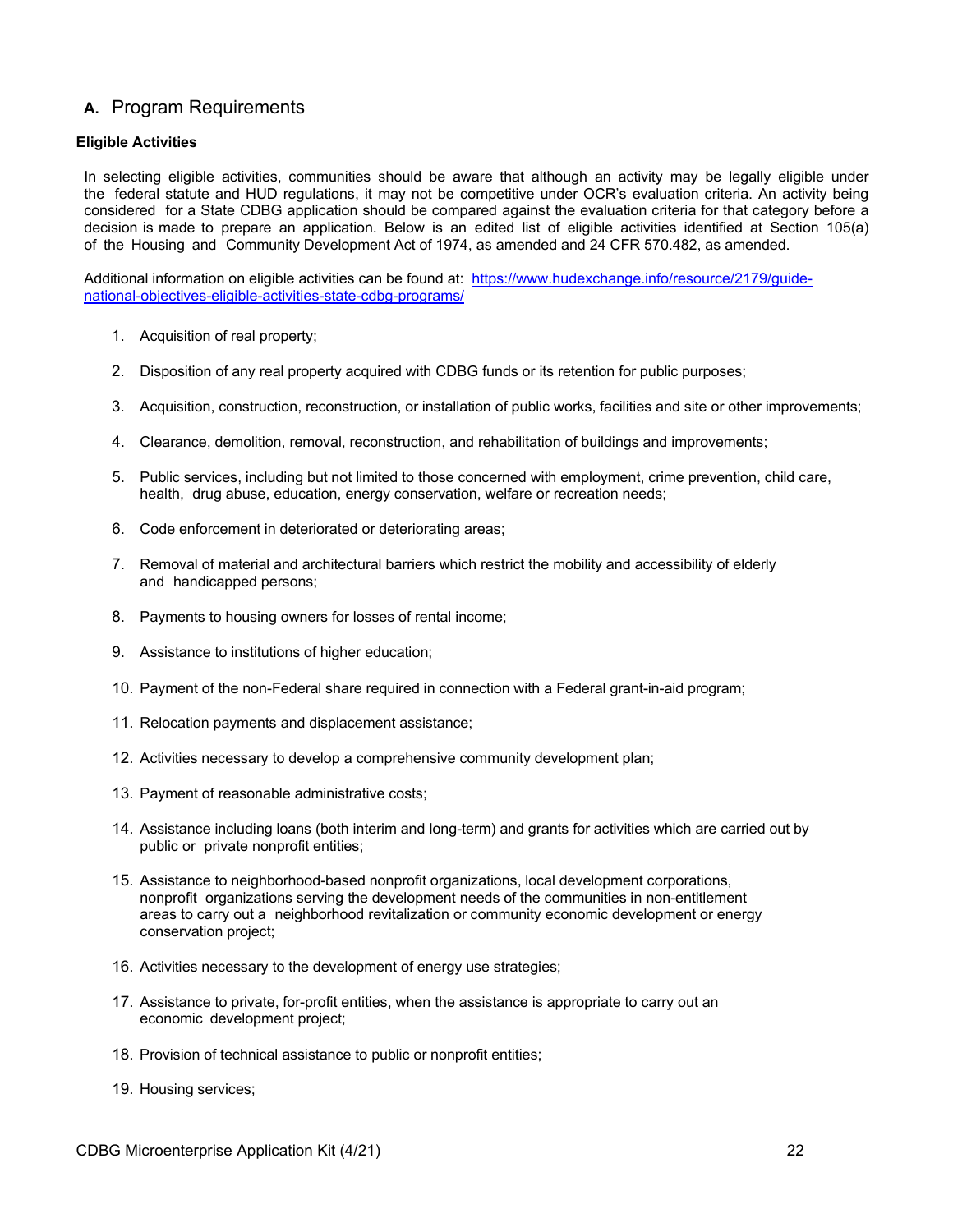## **A.** Program Requirements

### Eligible Activities

In selecting eligible activities, communities should be aware that although an activity may be legally eligible under the federal statute and HUD regulations, it may not be competitive under OCR's evaluation criteria. An activity being considered for a State CDBG application should be compared against the evaluation criteria for that category before a decision is made to prepare an application. Below is an edited list of eligible activities identified at Section 105(a) of the Housing and Community Development Act of 1974, as amended and 24 CFR 570.482, as amended.

Additional information on eligible activities can be found at: [https://www.hudexchange.info/resource/2179/guide-national-objectives-eligible-activities-state-cdbg-programs/](https://www.hudexchange.info/resource/2179/guide-national-objectives-eligible-activities-state-cdbg-programs/)

1. Acquisition of real property;
2. Disposition of any real property acquired with CDBG funds or its retention for public purposes;
3. Acquisition, construction, reconstruction, or installation of public works, facilities and site or other improvements;
4. Clearance, demolition, removal, reconstruction, and rehabilitation of buildings and improvements;
5. Public services, including but not limited to those concerned with employment, crime prevention, child care, health, drug abuse, education, energy conservation, welfare or recreation needs;
6. Code enforcement in deteriorated or deteriorating areas;
7. Removal of material and architectural barriers which restrict the mobility and accessibility of elderly and handicapped persons;
8. Payments to housing owners for losses of rental income;
9. Assistance to institutions of higher education;
10. Payment of the non-Federal share required in connection with a Federal grant-in-aid program;
11. Relocation payments and displacement assistance;
12. Activities necessary to develop a comprehensive community development plan;
13. Payment of reasonable administrative costs;
14. Assistance including loans (both interim and long-term) and grants for activities which are carried out by public or private nonprofit entities;
15. Assistance to neighborhood-based nonprofit organizations, local development corporations, nonprofit organizations serving the development needs of the communities in non-entitlement areas to carry out a neighborhood revitalization or community economic development or energy conservation project;
16. Activities necessary to the development of energy use strategies;
17. Assistance to private, for-profit entities, when the assistance is appropriate to carry out an economic development project;
18. Provision of technical assistance to public or nonprofit entities;
19. Housing services;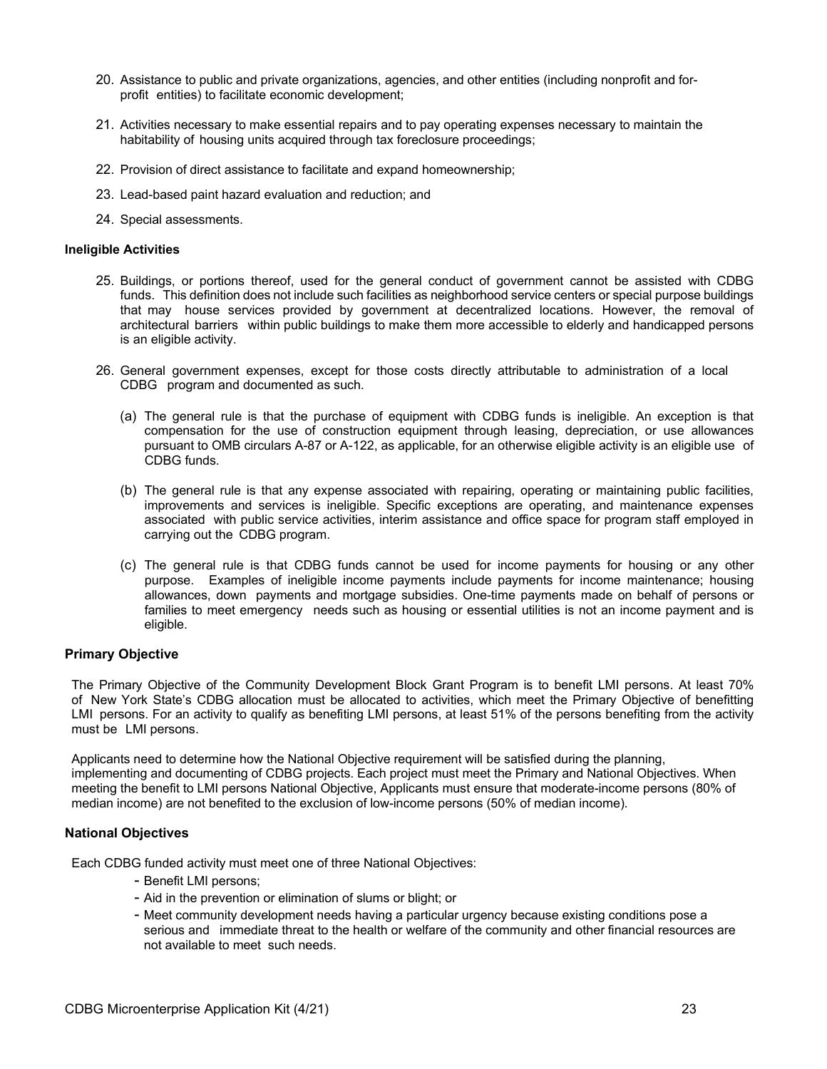20. Assistance to public and private organizations, agencies, and other entities (including nonprofit and for-profit entities) to facilitate economic development;

21. Activities necessary to make essential repairs and to pay operating expenses necessary to maintain the habitability of housing units acquired through tax foreclosure proceedings;

22. Provision of direct assistance to facilitate and expand homeownership;

23. Lead-based paint hazard evaluation and reduction; and

24. Special assessments.

#### Ineligible Activities

25. Buildings, or portions thereof, used for the general conduct of government cannot be assisted with CDBG funds. This definition does not include such facilities as neighborhood service centers or special purpose buildings that may house services provided by government at decentralized locations. However, the removal of architectural barriers within public buildings to make them more accessible to elderly and handicapped persons is an eligible activity.

26. General government expenses, except for those costs directly attributable to administration of a local CDBG program and documented as such.

    (a) The general rule is that the purchase of equipment with CDBG funds is ineligible. An exception is that compensation for the use of construction equipment through leasing, depreciation, or use allowances pursuant to OMB circulars A-87 or A-122, as applicable, for an otherwise eligible activity is an eligible use of CDBG funds.

    (b) The general rule is that any expense associated with repairing, operating or maintaining public facilities, improvements and services is ineligible. Specific exceptions are operating, and maintenance expenses associated with public service activities, interim assistance and office space for program staff employed in carrying out the CDBG program.

    (c) The general rule is that CDBG funds cannot be used for income payments for housing or any other purpose. Examples of ineligible income payments include payments for income maintenance; housing allowances, down payments and mortgage subsidies. One-time payments made on behalf of persons or families to meet emergency needs such as housing or essential utilities is not an income payment and is eligible.

### Primary Objective

The Primary Objective of the Community Development Block Grant Program is to benefit LMI persons. At least 70% of New York State's CDBG allocation must be allocated to activities, which meet the Primary Objective of benefitting LMI persons. For an activity to qualify as benefiting LMI persons, at least 51% of the persons benefiting from the activity must be LMI persons.

Applicants need to determine how the National Objective requirement will be satisfied during the planning, implementing and documenting of CDBG projects. Each project must meet the Primary and National Objectives. When meeting the benefit to LMI persons National Objective, Applicants must ensure that moderate-income persons (80% of median income) are not benefited to the exclusion of low-income persons (50% of median income).

### National Objectives

Each CDBG funded activity must meet one of three National Objectives:

- Benefit LMI persons;
- Aid in the prevention or elimination of slums or blight; or
- Meet community development needs having a particular urgency because existing conditions pose a serious and immediate threat to the health or welfare of the community and other financial resources are not available to meet such needs.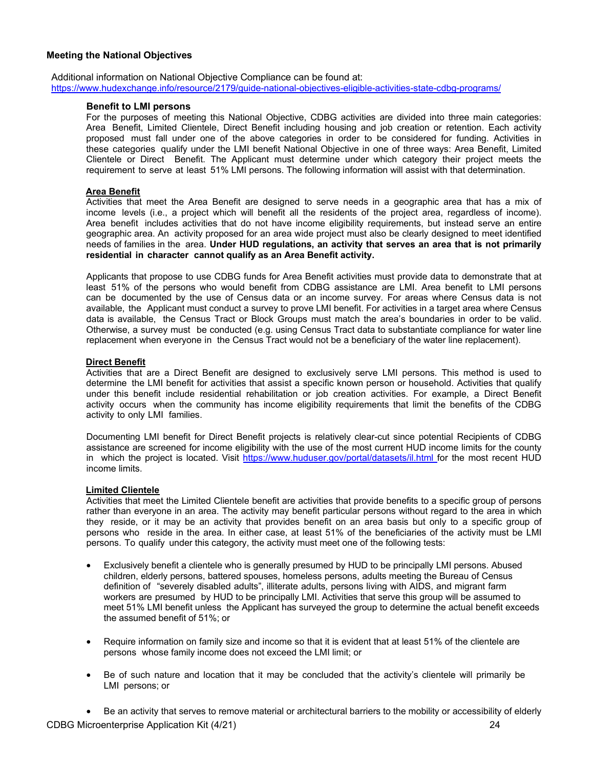## Meeting the National Objectives

Additional information on National Objective Compliance can be found at:
https://www.hudexchange.info/resource/2179/guide-national-objectives-eligible-activities-state-cdbg-programs/

### Benefit to LMI persons

For the purposes of meeting this National Objective, CDBG activities are divided into three main categories: Area Benefit, Limited Clientele, Direct Benefit including housing and job creation or retention. Each activity proposed must fall under one of the above categories in order to be considered for funding. Activities in these categories qualify under the LMI benefit National Objective in one of three ways: Area Benefit, Limited Clientele or Direct Benefit. The Applicant must determine under which category their project meets the requirement to serve at least 51% LMI persons. The following information will assist with that determination.

#### Area Benefit

Activities that meet the Area Benefit are designed to serve needs in a geographic area that has a mix of income levels (i.e., a project which will benefit all the residents of the project area, regardless of income). Area benefit includes activities that do not have income eligibility requirements, but instead serve an entire geographic area. An activity proposed for an area wide project must also be clearly designed to meet identified needs of families in the area. **Under HUD regulations, an activity that serves an area that is not primarily residential in character cannot qualify as an Area Benefit activity.**

Applicants that propose to use CDBG funds for Area Benefit activities must provide data to demonstrate that at least 51% of the persons who would benefit from CDBG assistance are LMI. Area benefit to LMI persons can be documented by the use of Census data or an income survey. For areas where Census data is not available, the Applicant must conduct a survey to prove LMI benefit. For activities in a target area where Census data is available, the Census Tract or Block Groups must match the area's boundaries in order to be valid. Otherwise, a survey must be conducted (e.g. using Census Tract data to substantiate compliance for water line replacement when everyone in the Census Tract would not be a beneficiary of the water line replacement).

#### Direct Benefit

Activities that are a Direct Benefit are designed to exclusively serve LMI persons. This method is used to determine the LMI benefit for activities that assist a specific known person or household. Activities that qualify under this benefit include residential rehabilitation or job creation activities. For example, a Direct Benefit activity occurs when the community has income eligibility requirements that limit the benefits of the CDBG activity to only LMI families.

Documenting LMI benefit for Direct Benefit projects is relatively clear-cut since potential Recipients of CDBG assistance are screened for income eligibility with the use of the most current HUD income limits for the county in which the project is located. Visit https://www.huduser.gov/portal/datasets/il.html for the most recent HUD income limits.

#### Limited Clientele

Activities that meet the Limited Clientele benefit are activities that provide benefits to a specific group of persons rather than everyone in an area. The activity may benefit particular persons without regard to the area in which they reside, or it may be an activity that provides benefit on an area basis but only to a specific group of persons who reside in the area. In either case, at least 51% of the beneficiaries of the activity must be LMI persons. To qualify under this category, the activity must meet one of the following tests:

- Exclusively benefit a clientele who is generally presumed by HUD to be principally LMI persons. Abused children, elderly persons, battered spouses, homeless persons, adults meeting the Bureau of Census definition of "severely disabled adults", illiterate adults, persons living with AIDS, and migrant farm workers are presumed by HUD to be principally LMI. Activities that serve this group will be assumed to meet 51% LMI benefit unless the Applicant has surveyed the group to determine the actual benefit exceeds the assumed benefit of 51%; or

- Require information on family size and income so that it is evident that at least 51% of the clientele are persons whose family income does not exceed the LMI limit; or

- Be of such nature and location that it may be concluded that the activity's clientele will primarily be LMI persons; or

- Be an activity that serves to remove material or architectural barriers to the mobility or accessibility of elderly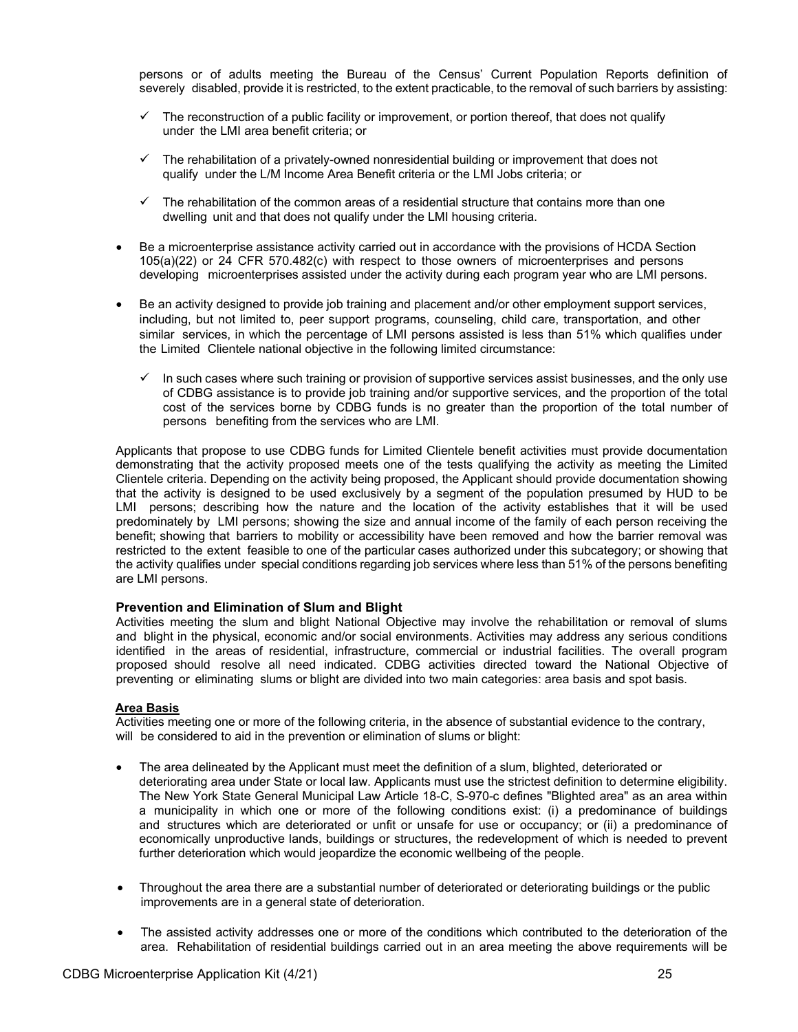persons or of adults meeting the Bureau of the Census' Current Population Reports definition of severely disabled, provide it is restricted, to the extent practicable, to the removal of such barriers by assisting:

- ✓ The reconstruction of a public facility or improvement, or portion thereof, that does not qualify under the LMI area benefit criteria; or
- ✓ The rehabilitation of a privately-owned nonresidential building or improvement that does not qualify under the L/M Income Area Benefit criteria or the LMI Jobs criteria; or
- ✓ The rehabilitation of the common areas of a residential structure that contains more than one dwelling unit and that does not qualify under the LMI housing criteria.

- Be a microenterprise assistance activity carried out in accordance with the provisions of HCDA Section 105(a)(22) or 24 CFR 570.482(c) with respect to those owners of microenterprises and persons developing microenterprises assisted under the activity during each program year who are LMI persons.
- Be an activity designed to provide job training and placement and/or other employment support services, including, but not limited to, peer support programs, counseling, child care, transportation, and other similar services, in which the percentage of LMI persons assisted is less than 51% which qualifies under the Limited Clientele national objective in the following limited circumstance:
  - ✓ In such cases where such training or provision of supportive services assist businesses, and the only use of CDBG assistance is to provide job training and/or supportive services, and the proportion of the total cost of the services borne by CDBG funds is no greater than the proportion of the total number of persons benefiting from the services who are LMI.

Applicants that propose to use CDBG funds for Limited Clientele benefit activities must provide documentation demonstrating that the activity proposed meets one of the tests qualifying the activity as meeting the Limited Clientele criteria. Depending on the activity being proposed, the Applicant should provide documentation showing that the activity is designed to be used exclusively by a segment of the population presumed by HUD to be LMI persons; describing how the nature and the location of the activity establishes that it will be used predominately by LMI persons; showing the size and annual income of the family of each person receiving the benefit; showing that barriers to mobility or accessibility have been removed and how the barrier removal was restricted to the extent feasible to one of the particular cases authorized under this subcategory; or showing that the activity qualifies under special conditions regarding job services where less than 51% of the persons benefiting are LMI persons.

### Prevention and Elimination of Slum and Blight

Activities meeting the slum and blight National Objective may involve the rehabilitation or removal of slums and blight in the physical, economic and/or social environments. Activities may address any serious conditions identified in the areas of residential, infrastructure, commercial or industrial facilities. The overall program proposed should resolve all need indicated. CDBG activities directed toward the National Objective of preventing or eliminating slums or blight are divided into two main categories: area basis and spot basis.

#### Area Basis

Activities meeting one or more of the following criteria, in the absence of substantial evidence to the contrary, will be considered to aid in the prevention or elimination of slums or blight:

- The area delineated by the Applicant must meet the definition of a slum, blighted, deteriorated or deteriorating area under State or local law. Applicants must use the strictest definition to determine eligibility. The New York State General Municipal Law Article 18-C, S-970-c defines "Blighted area" as an area within a municipality in which one or more of the following conditions exist: (i) a predominance of buildings and structures which are deteriorated or unfit or unsafe for use or occupancy; or (ii) a predominance of economically unproductive lands, buildings or structures, the redevelopment of which is needed to prevent further deterioration which would jeopardize the economic wellbeing of the people.
- Throughout the area there are a substantial number of deteriorated or deteriorating buildings or the public improvements are in a general state of deterioration.
- The assisted activity addresses one or more of the conditions which contributed to the deterioration of the area. Rehabilitation of residential buildings carried out in an area meeting the above requirements will be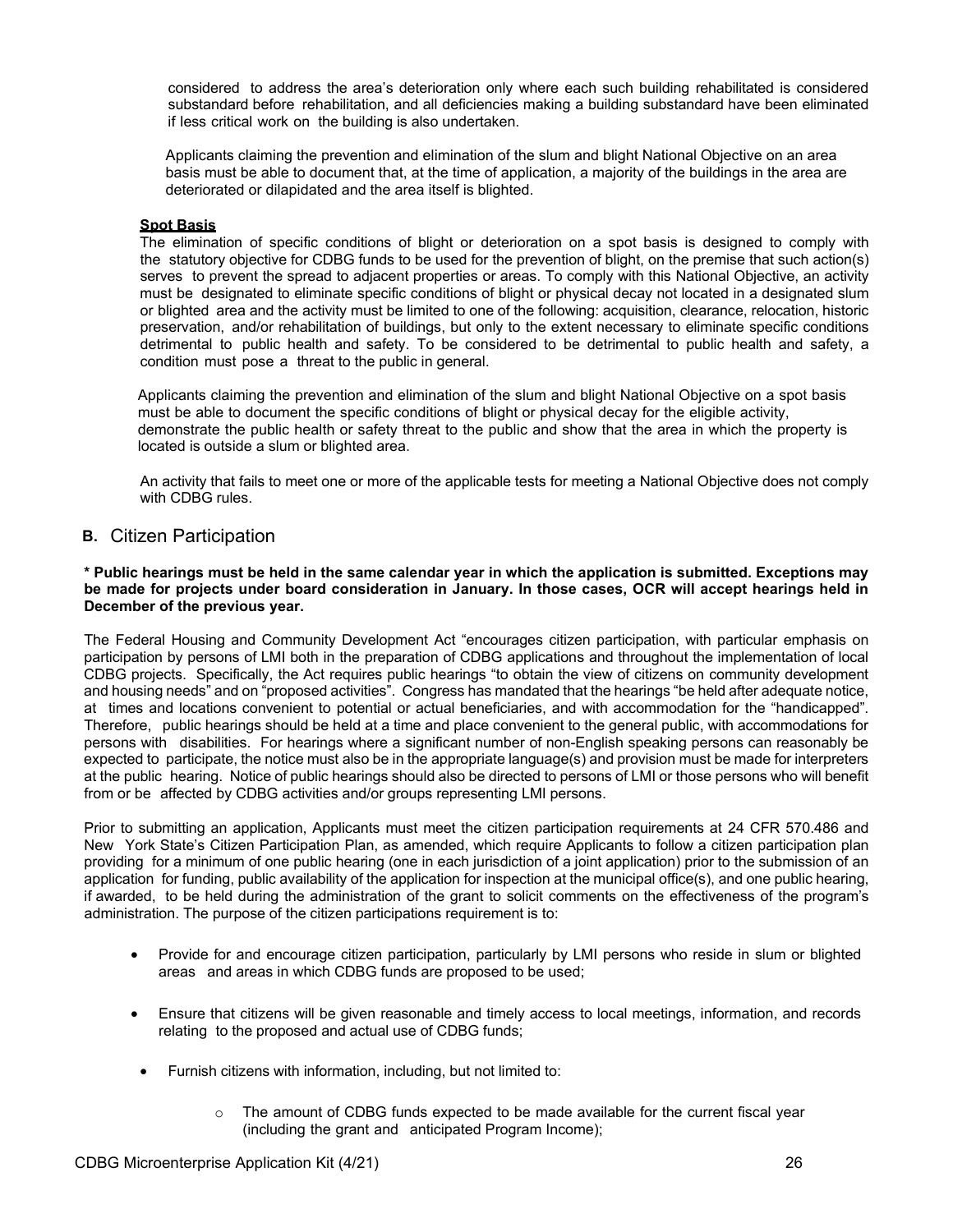considered to address the area's deterioration only where each such building rehabilitated is considered substandard before rehabilitation, and all deficiencies making a building substandard have been eliminated if less critical work on the building is also undertaken.

Applicants claiming the prevention and elimination of the slum and blight National Objective on an area basis must be able to document that, at the time of application, a majority of the buildings in the area are deteriorated or dilapidated and the area itself is blighted.

**Spot Basis**

The elimination of specific conditions of blight or deterioration on a spot basis is designed to comply with the statutory objective for CDBG funds to be used for the prevention of blight, on the premise that such action(s) serves to prevent the spread to adjacent properties or areas. To comply with this National Objective, an activity must be designated to eliminate specific conditions of blight or physical decay not located in a designated slum or blighted area and the activity must be limited to one of the following: acquisition, clearance, relocation, historic preservation, and/or rehabilitation of buildings, but only to the extent necessary to eliminate specific conditions detrimental to public health and safety. To be considered to be detrimental to public health and safety, a condition must pose a threat to the public in general.

Applicants claiming the prevention and elimination of the slum and blight National Objective on a spot basis must be able to document the specific conditions of blight or physical decay for the eligible activity, demonstrate the public health or safety threat to the public and show that the area in which the property is located is outside a slum or blighted area.

An activity that fails to meet one or more of the applicable tests for meeting a National Objective does not comply with CDBG rules.

## B. Citizen Participation

**\* Public hearings must be held in the same calendar year in which the application is submitted. Exceptions may be made for projects under board consideration in January. In those cases, OCR will accept hearings held in December of the previous year.**

The Federal Housing and Community Development Act "encourages citizen participation, with particular emphasis on participation by persons of LMI both in the preparation of CDBG applications and throughout the implementation of local CDBG projects. Specifically, the Act requires public hearings "to obtain the view of citizens on community development and housing needs" and on "proposed activities". Congress has mandated that the hearings "be held after adequate notice, at times and locations convenient to potential or actual beneficiaries, and with accommodation for the "handicapped". Therefore, public hearings should be held at a time and place convenient to the general public, with accommodations for persons with disabilities. For hearings where a significant number of non-English speaking persons can reasonably be expected to participate, the notice must also be in the appropriate language(s) and provision must be made for interpreters at the public hearing. Notice of public hearings should also be directed to persons of LMI or those persons who will benefit from or be affected by CDBG activities and/or groups representing LMI persons.

Prior to submitting an application, Applicants must meet the citizen participation requirements at 24 CFR 570.486 and New York State's Citizen Participation Plan, as amended, which require Applicants to follow a citizen participation plan providing for a minimum of one public hearing (one in each jurisdiction of a joint application) prior to the submission of an application for funding, public availability of the application for inspection at the municipal office(s), and one public hearing, if awarded, to be held during the administration of the grant to solicit comments on the effectiveness of the program's administration. The purpose of the citizen participations requirement is to:

- Provide for and encourage citizen participation, particularly by LMI persons who reside in slum or blighted areas and areas in which CDBG funds are proposed to be used;
- Ensure that citizens will be given reasonable and timely access to local meetings, information, and records relating to the proposed and actual use of CDBG funds;
- Furnish citizens with information, including, but not limited to:
  - The amount of CDBG funds expected to be made available for the current fiscal year (including the grant and anticipated Program Income);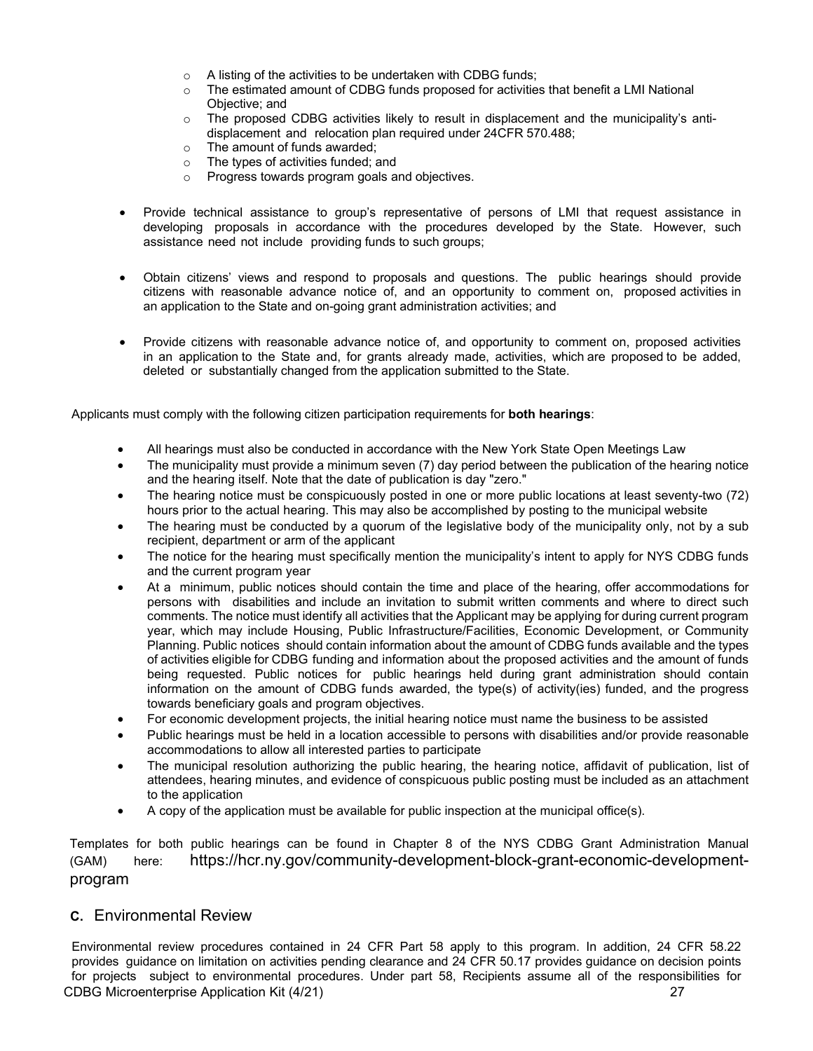- A listing of the activities to be undertaken with CDBG funds;
  - The estimated amount of CDBG funds proposed for activities that benefit a LMI National Objective; and
  - The proposed CDBG activities likely to result in displacement and the municipality's anti-displacement and relocation plan required under 24CFR 570.488;
  - The amount of funds awarded;
  - The types of activities funded; and
  - Progress towards program goals and objectives.

- Provide technical assistance to group's representative of persons of LMI that request assistance in developing proposals in accordance with the procedures developed by the State. However, such assistance need not include providing funds to such groups;

- Obtain citizens' views and respond to proposals and questions. The public hearings should provide citizens with reasonable advance notice of, and an opportunity to comment on, proposed activities in an application to the State and on-going grant administration activities; and

- Provide citizens with reasonable advance notice of, and opportunity to comment on, proposed activities in an application to the State and, for grants already made, activities, which are proposed to be added, deleted or substantially changed from the application submitted to the State.

Applicants must comply with the following citizen participation requirements for **both hearings**:

- All hearings must also be conducted in accordance with the New York State Open Meetings Law
- The municipality must provide a minimum seven (7) day period between the publication of the hearing notice and the hearing itself. Note that the date of publication is day "zero."
- The hearing notice must be conspicuously posted in one or more public locations at least seventy-two (72) hours prior to the actual hearing. This may also be accomplished by posting to the municipal website
- The hearing must be conducted by a quorum of the legislative body of the municipality only, not by a sub recipient, department or arm of the applicant
- The notice for the hearing must specifically mention the municipality's intent to apply for NYS CDBG funds and the current program year
- At a minimum, public notices should contain the time and place of the hearing, offer accommodations for persons with disabilities and include an invitation to submit written comments and where to direct such comments. The notice must identify all activities that the Applicant may be applying for during current program year, which may include Housing, Public Infrastructure/Facilities, Economic Development, or Community Planning. Public notices should contain information about the amount of CDBG funds available and the types of activities eligible for CDBG funding and information about the proposed activities and the amount of funds being requested. Public notices for public hearings held during grant administration should contain information on the amount of CDBG funds awarded, the type(s) of activity(ies) funded, and the progress towards beneficiary goals and program objectives.
- For economic development projects, the initial hearing notice must name the business to be assisted
- Public hearings must be held in a location accessible to persons with disabilities and/or provide reasonable accommodations to allow all interested parties to participate
- The municipal resolution authorizing the public hearing, the hearing notice, affidavit of publication, list of attendees, hearing minutes, and evidence of conspicuous public posting must be included as an attachment to the application
- A copy of the application must be available for public inspection at the municipal office(s).

Templates for both public hearings can be found in Chapter 8 of the NYS CDBG Grant Administration Manual (GAM) here: https://hcr.ny.gov/community-development-block-grant-economic-development-program

## C. Environmental Review

Environmental review procedures contained in 24 CFR Part 58 apply to this program. In addition, 24 CFR 58.22 provides guidance on limitation on activities pending clearance and 24 CFR 50.17 provides guidance on decision points for projects subject to environmental procedures. Under part 58, Recipients assume all of the responsibilities for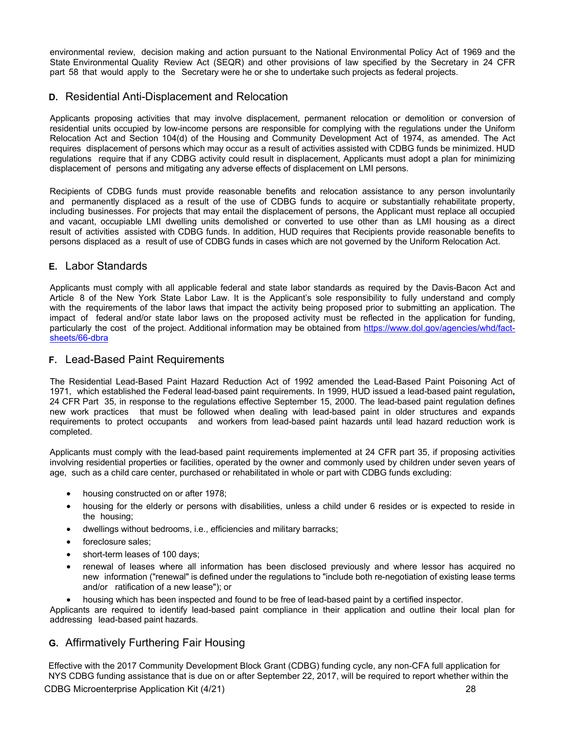environmental review, decision making and action pursuant to the National Environmental Policy Act of 1969 and the State Environmental Quality Review Act (SEQR) and other provisions of law specified by the Secretary in 24 CFR part 58 that would apply to the Secretary were he or she to undertake such projects as federal projects.

## D. Residential Anti-Displacement and Relocation

Applicants proposing activities that may involve displacement, permanent relocation or demolition or conversion of residential units occupied by low-income persons are responsible for complying with the regulations under the Uniform Relocation Act and Section 104(d) of the Housing and Community Development Act of 1974, as amended. The Act requires displacement of persons which may occur as a result of activities assisted with CDBG funds be minimized. HUD regulations require that if any CDBG activity could result in displacement, Applicants must adopt a plan for minimizing displacement of persons and mitigating any adverse effects of displacement on LMI persons.

Recipients of CDBG funds must provide reasonable benefits and relocation assistance to any person involuntarily and permanently displaced as a result of the use of CDBG funds to acquire or substantially rehabilitate property, including businesses. For projects that may entail the displacement of persons, the Applicant must replace all occupied and vacant, occupiable LMI dwelling units demolished or converted to use other than as LMI housing as a direct result of activities assisted with CDBG funds. In addition, HUD requires that Recipients provide reasonable benefits to persons displaced as a result of use of CDBG funds in cases which are not governed by the Uniform Relocation Act.

## E. Labor Standards

Applicants must comply with all applicable federal and state labor standards as required by the Davis-Bacon Act and Article 8 of the New York State Labor Law. It is the Applicant's sole responsibility to fully understand and comply with the requirements of the labor laws that impact the activity being proposed prior to submitting an application. The impact of federal and/or state labor laws on the proposed activity must be reflected in the application for funding, particularly the cost of the project. Additional information may be obtained from https://www.dol.gov/agencies/whd/fact-sheets/66-dbra

## F. Lead-Based Paint Requirements

The Residential Lead-Based Paint Hazard Reduction Act of 1992 amended the Lead-Based Paint Poisoning Act of 1971, which established the Federal lead-based paint requirements. In 1999, HUD issued a lead-based paint regulation**,** 24 CFR Part 35, in response to the regulations effective September 15, 2000. The lead-based paint regulation defines new work practices that must be followed when dealing with lead-based paint in older structures and expands requirements to protect occupants and workers from lead-based paint hazards until lead hazard reduction work is completed.

Applicants must comply with the lead-based paint requirements implemented at 24 CFR part 35, if proposing activities involving residential properties or facilities, operated by the owner and commonly used by children under seven years of age, such as a child care center, purchased or rehabilitated in whole or part with CDBG funds excluding:

- housing constructed on or after 1978;
- housing for the elderly or persons with disabilities, unless a child under 6 resides or is expected to reside in the housing;
- dwellings without bedrooms, i.e., efficiencies and military barracks;
- foreclosure sales;
- short-term leases of 100 days;
- renewal of leases where all information has been disclosed previously and where lessor has acquired no new information ("renewal" is defined under the regulations to "include both re-negotiation of existing lease terms and/or ratification of a new lease"); or
- housing which has been inspected and found to be free of lead-based paint by a certified inspector.

Applicants are required to identify lead-based paint compliance in their application and outline their local plan for addressing lead-based paint hazards.

## G. Affirmatively Furthering Fair Housing

Effective with the 2017 Community Development Block Grant (CDBG) funding cycle, any non-CFA full application for NYS CDBG funding assistance that is due on or after September 22, 2017, will be required to report whether within the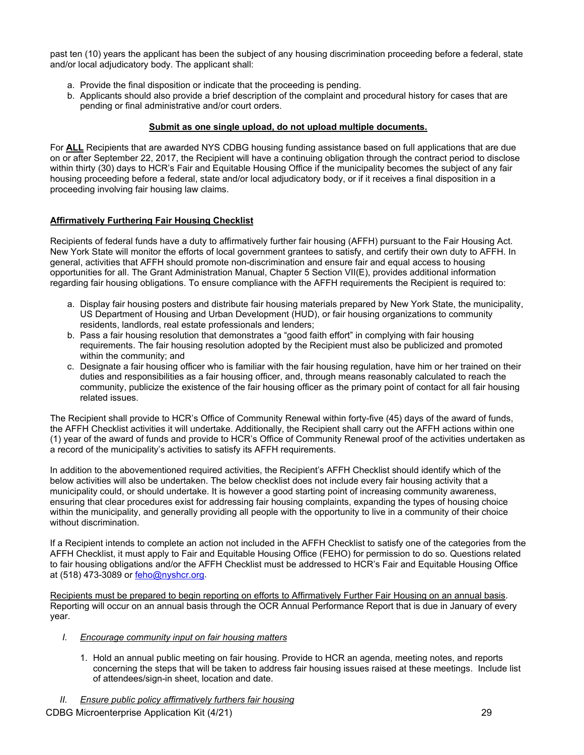past ten (10) years the applicant has been the subject of any housing discrimination proceeding before a federal, state and/or local adjudicatory body. The applicant shall:

a. Provide the final disposition or indicate that the proceeding is pending.
b. Applicants should also provide a brief description of the complaint and procedural history for cases that are pending or final administrative and/or court orders.

**Submit as one single upload, do not upload multiple documents.**

For **ALL** Recipients that are awarded NYS CDBG housing funding assistance based on full applications that are due on or after September 22, 2017, the Recipient will have a continuing obligation through the contract period to disclose within thirty (30) days to HCR's Fair and Equitable Housing Office if the municipality becomes the subject of any fair housing proceeding before a federal, state and/or local adjudicatory body, or if it receives a final disposition in a proceeding involving fair housing law claims.

**Affirmatively Furthering Fair Housing Checklist**

Recipients of federal funds have a duty to affirmatively further fair housing (AFFH) pursuant to the Fair Housing Act. New York State will monitor the efforts of local government grantees to satisfy, and certify their own duty to AFFH. In general, activities that AFFH should promote non-discrimination and ensure fair and equal access to housing opportunities for all. The Grant Administration Manual, Chapter 5 Section VII(E), provides additional information regarding fair housing obligations. To ensure compliance with the AFFH requirements the Recipient is required to:

a. Display fair housing posters and distribute fair housing materials prepared by New York State, the municipality, US Department of Housing and Urban Development (HUD), or fair housing organizations to community residents, landlords, real estate professionals and lenders;
b. Pass a fair housing resolution that demonstrates a "good faith effort" in complying with fair housing requirements. The fair housing resolution adopted by the Recipient must also be publicized and promoted within the community; and
c. Designate a fair housing officer who is familiar with the fair housing regulation, have him or her trained on their duties and responsibilities as a fair housing officer, and, through means reasonably calculated to reach the community, publicize the existence of the fair housing officer as the primary point of contact for all fair housing related issues.

The Recipient shall provide to HCR's Office of Community Renewal within forty-five (45) days of the award of funds, the AFFH Checklist activities it will undertake. Additionally, the Recipient shall carry out the AFFH actions within one (1) year of the award of funds and provide to HCR's Office of Community Renewal proof of the activities undertaken as a record of the municipality's activities to satisfy its AFFH requirements.

In addition to the abovementioned required activities, the Recipient's AFFH Checklist should identify which of the below activities will also be undertaken. The below checklist does not include every fair housing activity that a municipality could, or should undertake. It is however a good starting point of increasing community awareness, ensuring that clear procedures exist for addressing fair housing complaints, expanding the types of housing choice within the municipality, and generally providing all people with the opportunity to live in a community of their choice without discrimination.

If a Recipient intends to complete an action not included in the AFFH Checklist to satisfy one of the categories from the AFFH Checklist, it must apply to Fair and Equitable Housing Office (FEHO) for permission to do so. Questions related to fair housing obligations and/or the AFFH Checklist must be addressed to HCR's Fair and Equitable Housing Office at (518) 473-3089 or feho@nyshcr.org.

Recipients must be prepared to begin reporting on efforts to Affirmatively Further Fair Housing on an annual basis. Reporting will occur on an annual basis through the OCR Annual Performance Report that is due in January of every year.

I. *Encourage community input on fair housing matters*

   1. Hold an annual public meeting on fair housing. Provide to HCR an agenda, meeting notes, and reports concerning the steps that will be taken to address fair housing issues raised at these meetings. Include list of attendees/sign-in sheet, location and date.

II. *Ensure public policy affirmatively furthers fair housing*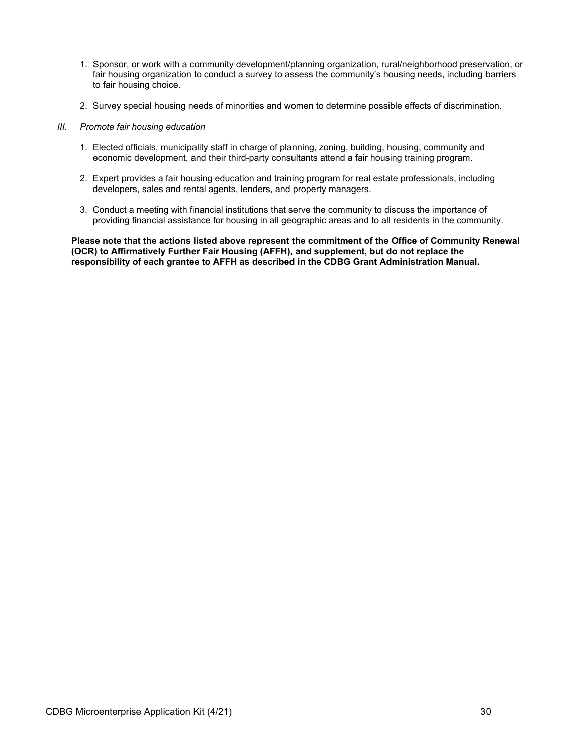1. Sponsor, or work with a community development/planning organization, rural/neighborhood preservation, or fair housing organization to conduct a survey to assess the community's housing needs, including barriers to fair housing choice.

2. Survey special housing needs of minorities and women to determine possible effects of discrimination.

*III. Promote fair housing education*

1. Elected officials, municipality staff in charge of planning, zoning, building, housing, community and economic development, and their third-party consultants attend a fair housing training program.

2. Expert provides a fair housing education and training program for real estate professionals, including developers, sales and rental agents, lenders, and property managers.

3. Conduct a meeting with financial institutions that serve the community to discuss the importance of providing financial assistance for housing in all geographic areas and to all residents in the community.

**Please note that the actions listed above represent the commitment of the Office of Community Renewal (OCR) to Affirmatively Further Fair Housing (AFFH), and supplement, but do not replace the responsibility of each grantee to AFFH as described in the CDBG Grant Administration Manual.**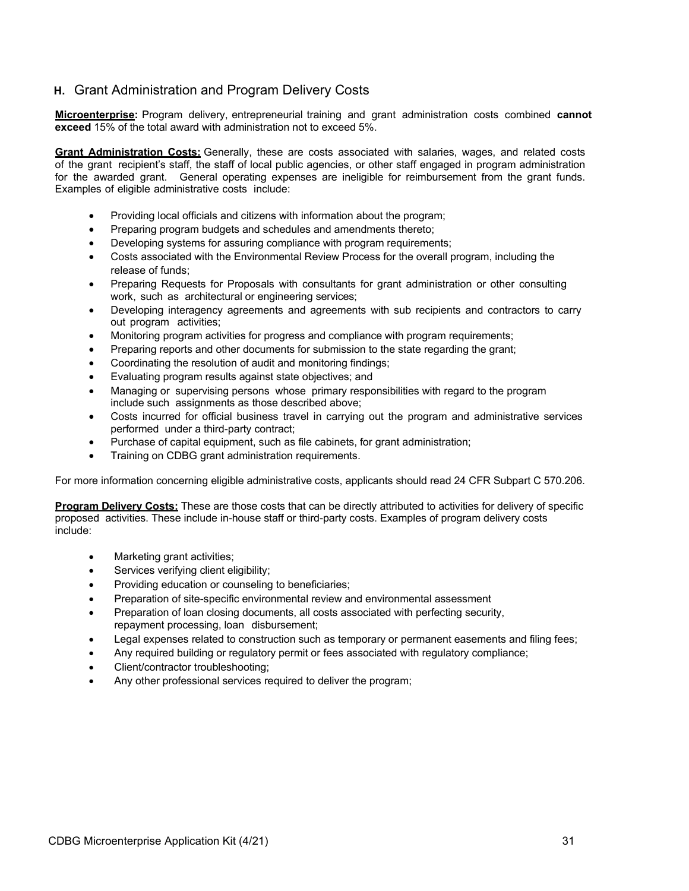## H. Grant Administration and Program Delivery Costs

**Microenterprise:** Program delivery, entrepreneurial training and grant administration costs combined **cannot exceed** 15% of the total award with administration not to exceed 5%.

**Grant Administration Costs:** Generally, these are costs associated with salaries, wages, and related costs of the grant recipient's staff, the staff of local public agencies, or other staff engaged in program administration for the awarded grant. General operating expenses are ineligible for reimbursement from the grant funds. Examples of eligible administrative costs include:

- Providing local officials and citizens with information about the program;
- Preparing program budgets and schedules and amendments thereto;
- Developing systems for assuring compliance with program requirements;
- Costs associated with the Environmental Review Process for the overall program, including the release of funds;
- Preparing Requests for Proposals with consultants for grant administration or other consulting work, such as architectural or engineering services;
- Developing interagency agreements and agreements with sub recipients and contractors to carry out program activities;
- Monitoring program activities for progress and compliance with program requirements;
- Preparing reports and other documents for submission to the state regarding the grant;
- Coordinating the resolution of audit and monitoring findings;
- Evaluating program results against state objectives; and
- Managing or supervising persons whose primary responsibilities with regard to the program include such assignments as those described above;
- Costs incurred for official business travel in carrying out the program and administrative services performed under a third-party contract;
- Purchase of capital equipment, such as file cabinets, for grant administration;
- Training on CDBG grant administration requirements.

For more information concerning eligible administrative costs, applicants should read 24 CFR Subpart C 570.206.

**Program Delivery Costs:** These are those costs that can be directly attributed to activities for delivery of specific proposed activities. These include in-house staff or third-party costs. Examples of program delivery costs include:

- Marketing grant activities;
- Services verifying client eligibility;
- Providing education or counseling to beneficiaries;
- Preparation of site-specific environmental review and environmental assessment
- Preparation of loan closing documents, all costs associated with perfecting security, repayment processing, loan disbursement;
- Legal expenses related to construction such as temporary or permanent easements and filing fees;
- Any required building or regulatory permit or fees associated with regulatory compliance;
- Client/contractor troubleshooting;
- Any other professional services required to deliver the program;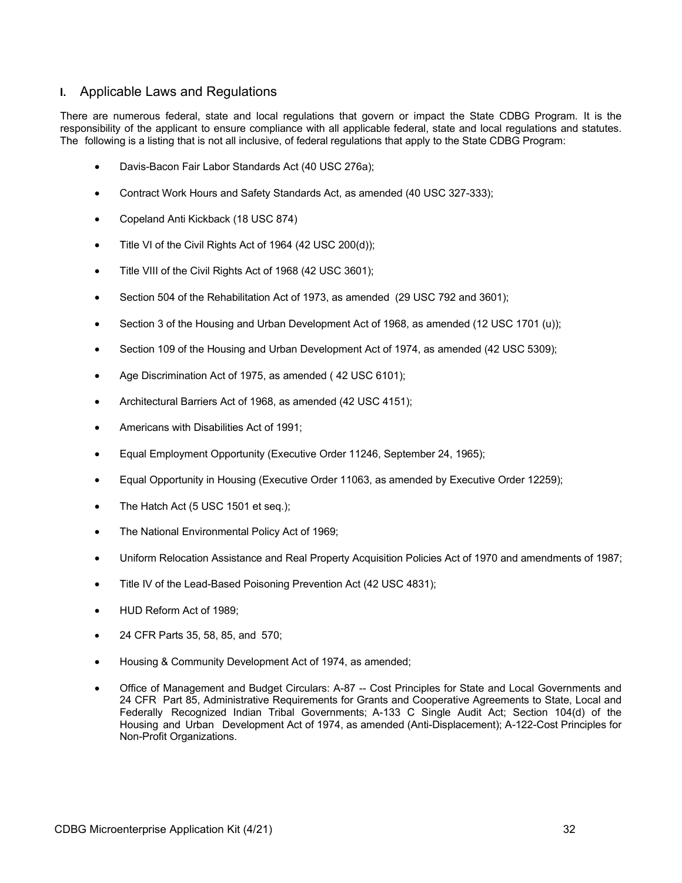## I. Applicable Laws and Regulations

There are numerous federal, state and local regulations that govern or impact the State CDBG Program. It is the responsibility of the applicant to ensure compliance with all applicable federal, state and local regulations and statutes. The following is a listing that is not all inclusive, of federal regulations that apply to the State CDBG Program:

- Davis-Bacon Fair Labor Standards Act (40 USC 276a);
- Contract Work Hours and Safety Standards Act, as amended (40 USC 327-333);
- Copeland Anti Kickback (18 USC 874)
- Title VI of the Civil Rights Act of 1964 (42 USC 200(d));
- Title VIII of the Civil Rights Act of 1968 (42 USC 3601);
- Section 504 of the Rehabilitation Act of 1973, as amended (29 USC 792 and 3601);
- Section 3 of the Housing and Urban Development Act of 1968, as amended (12 USC 1701 (u));
- Section 109 of the Housing and Urban Development Act of 1974, as amended (42 USC 5309);
- Age Discrimination Act of 1975, as amended ( 42 USC 6101);
- Architectural Barriers Act of 1968, as amended (42 USC 4151);
- Americans with Disabilities Act of 1991;
- Equal Employment Opportunity (Executive Order 11246, September 24, 1965);
- Equal Opportunity in Housing (Executive Order 11063, as amended by Executive Order 12259);
- The Hatch Act (5 USC 1501 et seq.);
- The National Environmental Policy Act of 1969;
- Uniform Relocation Assistance and Real Property Acquisition Policies Act of 1970 and amendments of 1987;
- Title IV of the Lead-Based Poisoning Prevention Act (42 USC 4831);
- HUD Reform Act of 1989;
- 24 CFR Parts 35, 58, 85, and 570;
- Housing & Community Development Act of 1974, as amended;
- Office of Management and Budget Circulars: A-87 -- Cost Principles for State and Local Governments and 24 CFR Part 85, Administrative Requirements for Grants and Cooperative Agreements to State, Local and Federally Recognized Indian Tribal Governments; A-133 C Single Audit Act; Section 104(d) of the Housing and Urban Development Act of 1974, as amended (Anti-Displacement); A-122-Cost Principles for Non-Profit Organizations.